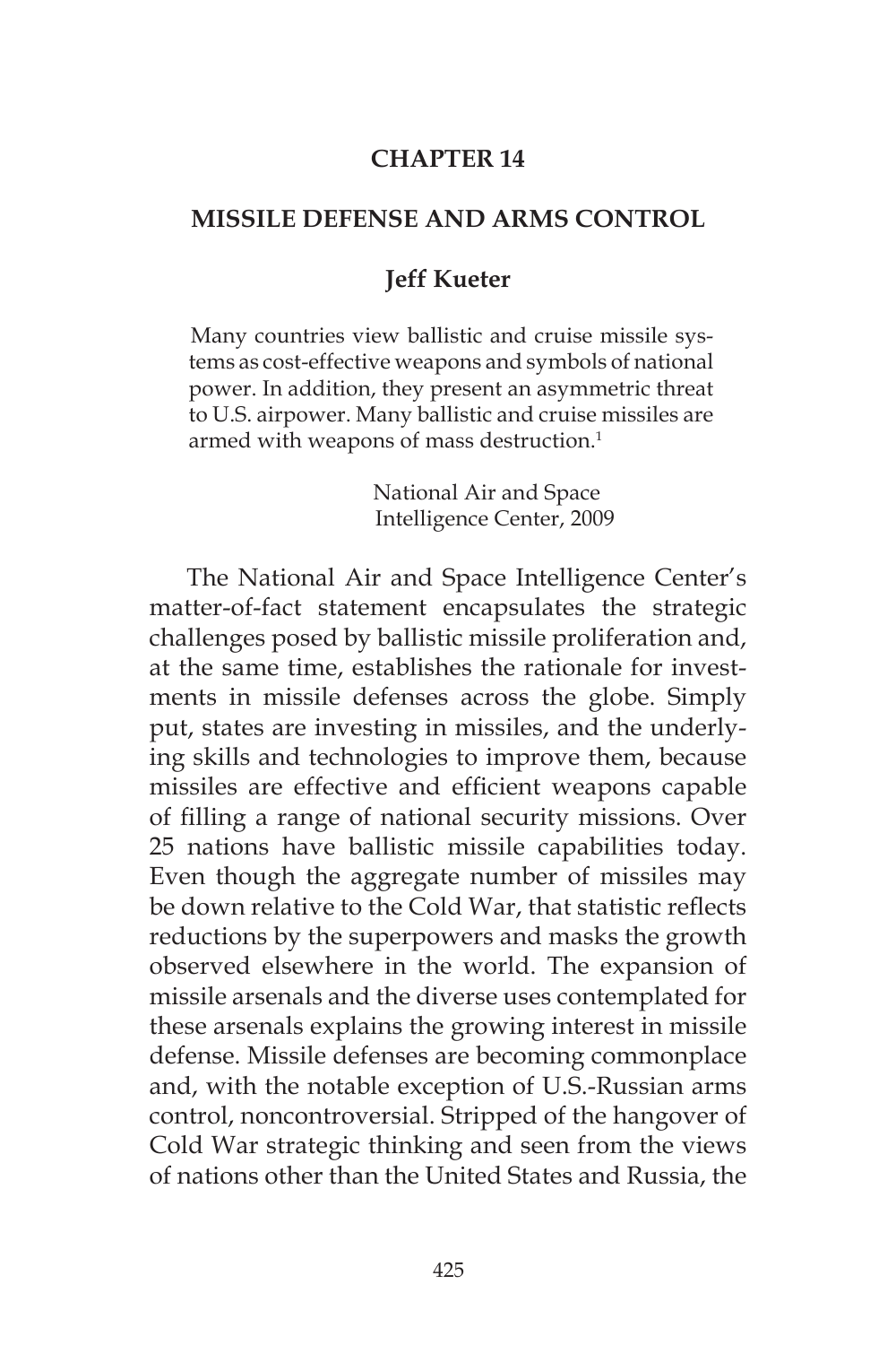# CHAPTER 14

## MISSILE DEFENSE AND ARMS CONTROL

### Jeff Kueter

> Many countries view ballistic and cruise missile systems as cost-effective weapons and symbols of national power. In addition, they present an asymmetric threat to U.S. airpower. Many ballistic and cruise missiles are armed with weapons of mass destruction.[1]
>
> National Air and Space Intelligence Center, 2009

The National Air and Space Intelligence Center's matter-of-fact statement encapsulates the strategic challenges posed by ballistic missile proliferation and, at the same time, establishes the rationale for investments in missile defenses across the globe. Simply put, states are investing in missiles, and the underlying skills and technologies to improve them, because missiles are effective and efficient weapons capable of filling a range of national security missions. Over 25 nations have ballistic missile capabilities today. Even though the aggregate number of missiles may be down relative to the Cold War, that statistic reflects reductions by the superpowers and masks the growth observed elsewhere in the world. The expansion of missile arsenals and the diverse uses contemplated for these arsenals explains the growing interest in missile defense. Missile defenses are becoming commonplace and, with the notable exception of U.S.-Russian arms control, noncontroversial. Stripped of the hangover of Cold War strategic thinking and seen from the views of nations other than the United States and Russia, the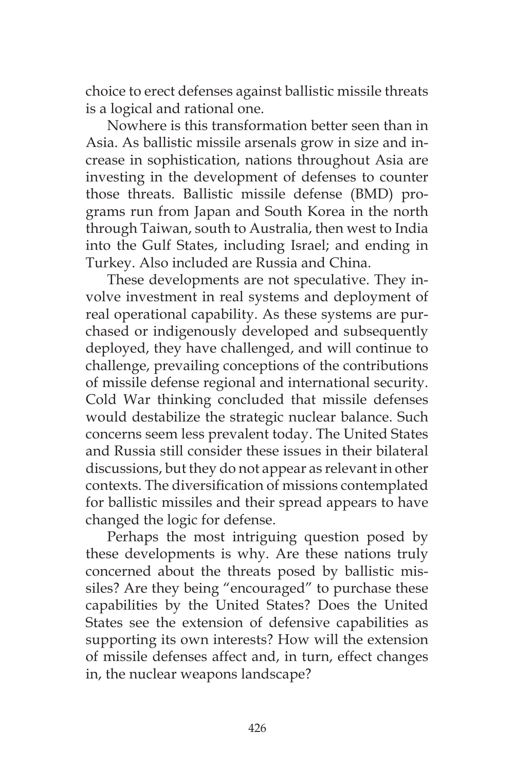choice to erect defenses against ballistic missile threats is a logical and rational one.

Nowhere is this transformation better seen than in Asia. As ballistic missile arsenals grow in size and increase in sophistication, nations throughout Asia are investing in the development of defenses to counter those threats. Ballistic missile defense (BMD) programs run from Japan and South Korea in the north through Taiwan, south to Australia, then west to India into the Gulf States, including Israel; and ending in Turkey. Also included are Russia and China.

These developments are not speculative. They involve investment in real systems and deployment of real operational capability. As these systems are purchased or indigenously developed and subsequently deployed, they have challenged, and will continue to challenge, prevailing conceptions of the contributions of missile defense regional and international security. Cold War thinking concluded that missile defenses would destabilize the strategic nuclear balance. Such concerns seem less prevalent today. The United States and Russia still consider these issues in their bilateral discussions, but they do not appear as relevant in other contexts. The diversification of missions contemplated for ballistic missiles and their spread appears to have changed the logic for defense.

Perhaps the most intriguing question posed by these developments is why. Are these nations truly concerned about the threats posed by ballistic missiles? Are they being "encouraged" to purchase these capabilities by the United States? Does the United States see the extension of defensive capabilities as supporting its own interests? How will the extension of missile defenses affect and, in turn, effect changes in, the nuclear weapons landscape?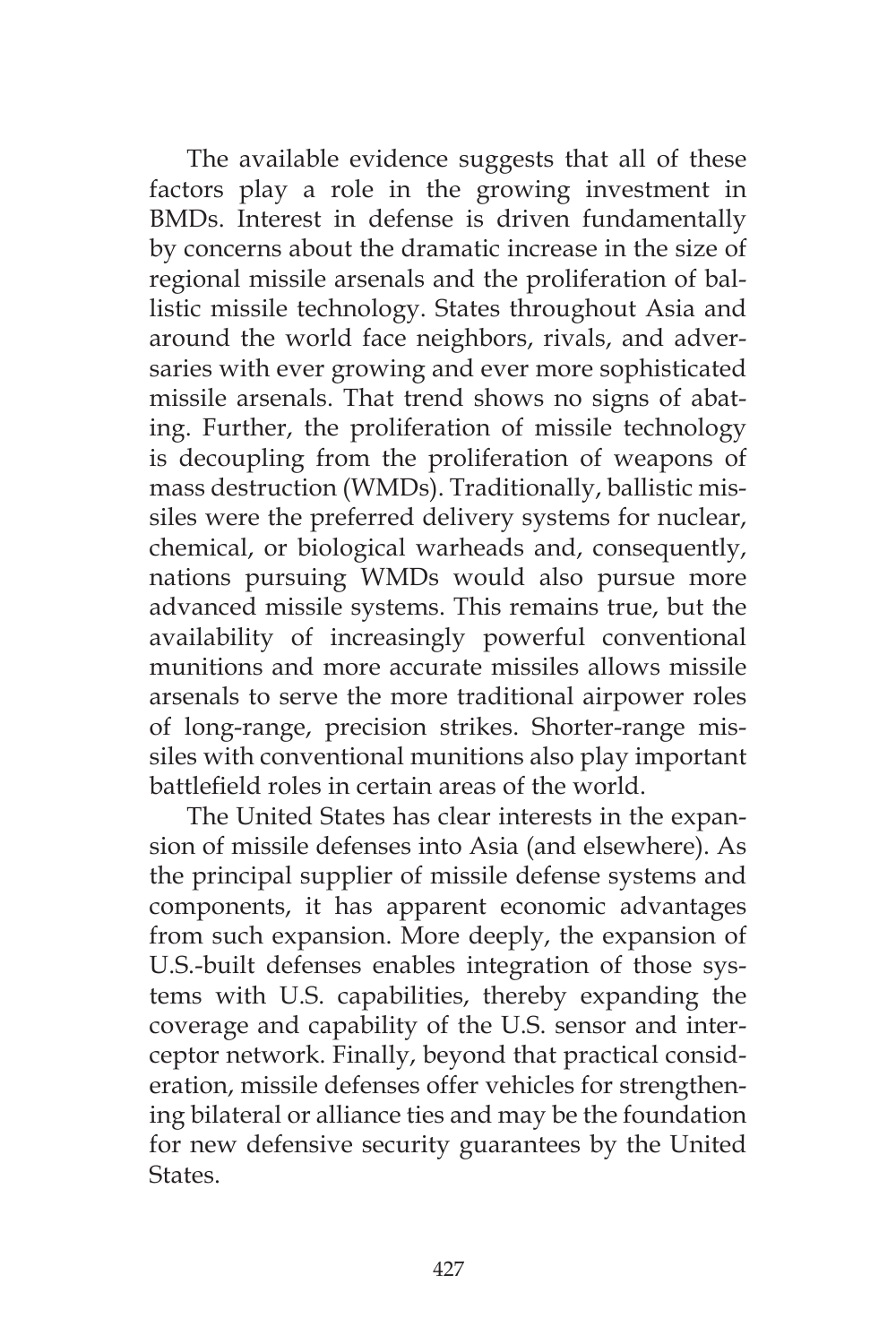The available evidence suggests that all of these factors play a role in the growing investment in BMDs. Interest in defense is driven fundamentally by concerns about the dramatic increase in the size of regional missile arsenals and the proliferation of ballistic missile technology. States throughout Asia and around the world face neighbors, rivals, and adversaries with ever growing and ever more sophisticated missile arsenals. That trend shows no signs of abating. Further, the proliferation of missile technology is decoupling from the proliferation of weapons of mass destruction (WMDs). Traditionally, ballistic missiles were the preferred delivery systems for nuclear, chemical, or biological warheads and, consequently, nations pursuing WMDs would also pursue more advanced missile systems. This remains true, but the availability of increasingly powerful conventional munitions and more accurate missiles allows missile arsenals to serve the more traditional airpower roles of long-range, precision strikes. Shorter-range missiles with conventional munitions also play important battlefield roles in certain areas of the world.

The United States has clear interests in the expansion of missile defenses into Asia (and elsewhere). As the principal supplier of missile defense systems and components, it has apparent economic advantages from such expansion. More deeply, the expansion of U.S.-built defenses enables integration of those systems with U.S. capabilities, thereby expanding the coverage and capability of the U.S. sensor and interceptor network. Finally, beyond that practical consideration, missile defenses offer vehicles for strengthening bilateral or alliance ties and may be the foundation for new defensive security guarantees by the United States.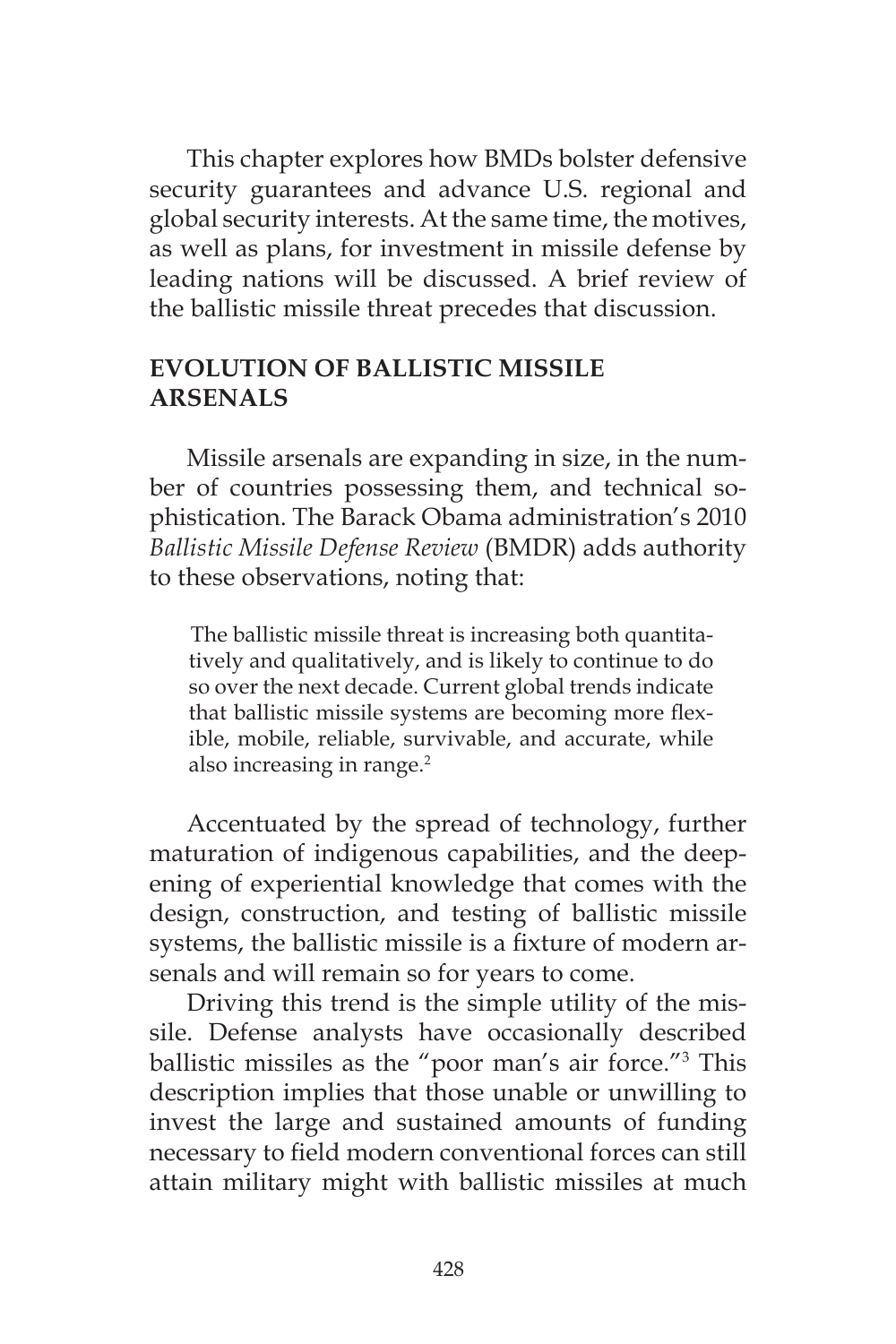This chapter explores how BMDs bolster defensive security guarantees and advance U.S. regional and global security interests. At the same time, the motives, as well as plans, for investment in missile defense by leading nations will be discussed. A brief review of the ballistic missile threat precedes that discussion.

## EVOLUTION OF BALLISTIC MISSILE ARSENALS

Missile arsenals are expanding in size, in the number of countries possessing them, and technical sophistication. The Barack Obama administration's 2010 *Ballistic Missile Defense Review* (BMDR) adds authority to these observations, noting that:

> The ballistic missile threat is increasing both quantitatively and qualitatively, and is likely to continue to do so over the next decade. Current global trends indicate that ballistic missile systems are becoming more flexible, mobile, reliable, survivable, and accurate, while also increasing in range.[2]

Accentuated by the spread of technology, further maturation of indigenous capabilities, and the deepening of experiential knowledge that comes with the design, construction, and testing of ballistic missile systems, the ballistic missile is a fixture of modern arsenals and will remain so for years to come.

Driving this trend is the simple utility of the missile. Defense analysts have occasionally described ballistic missiles as the "poor man's air force."[3] This description implies that those unable or unwilling to invest the large and sustained amounts of funding necessary to field modern conventional forces can still attain military might with ballistic missiles at much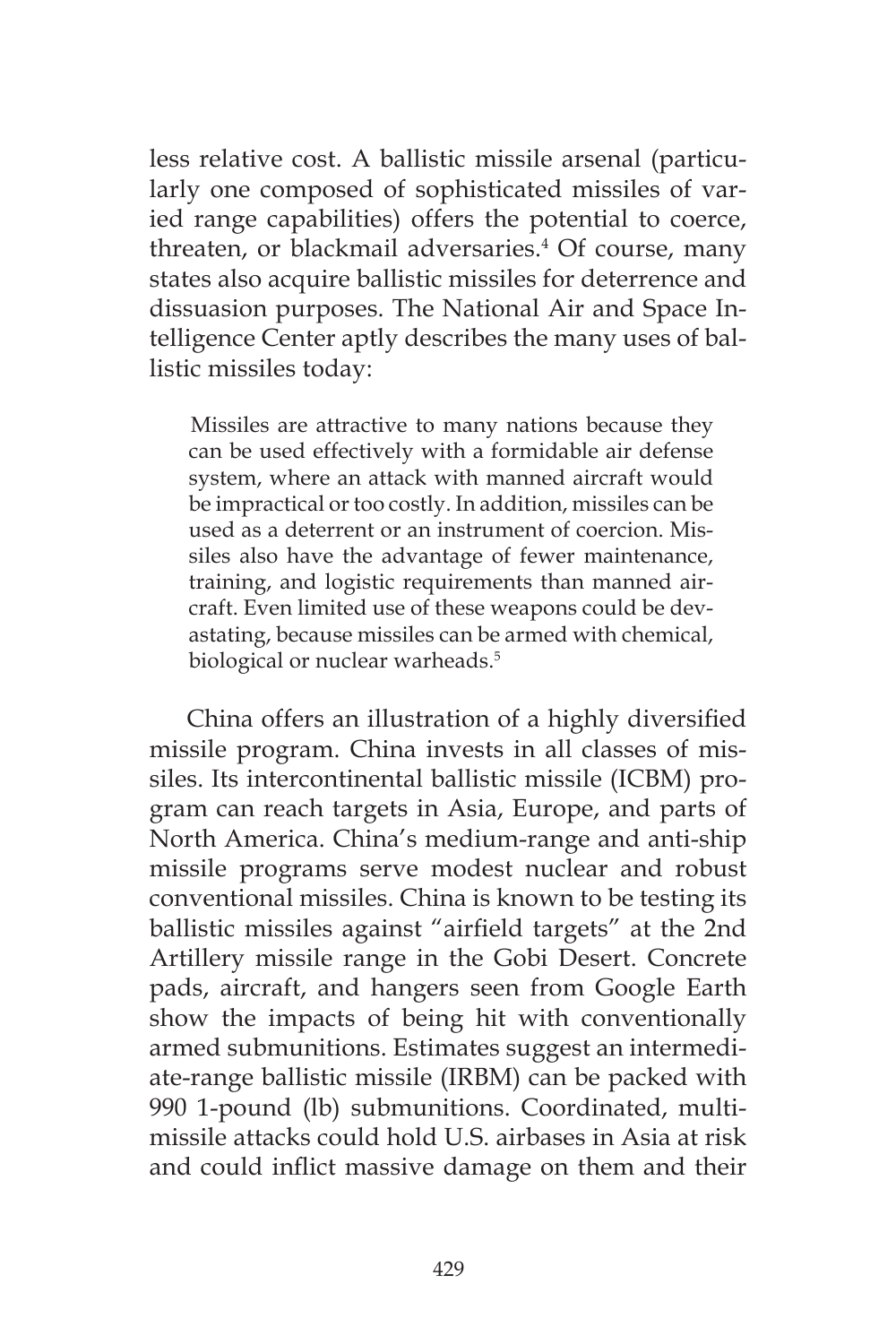less relative cost. A ballistic missile arsenal (particularly one composed of sophisticated missiles of varied range capabilities) offers the potential to coerce, threaten, or blackmail adversaries.[4] Of course, many states also acquire ballistic missiles for deterrence and dissuasion purposes. The National Air and Space Intelligence Center aptly describes the many uses of ballistic missiles today:

> Missiles are attractive to many nations because they can be used effectively with a formidable air defense system, where an attack with manned aircraft would be impractical or too costly. In addition, missiles can be used as a deterrent or an instrument of coercion. Missiles also have the advantage of fewer maintenance, training, and logistic requirements than manned aircraft. Even limited use of these weapons could be devastating, because missiles can be armed with chemical, biological or nuclear warheads.[5]

China offers an illustration of a highly diversified missile program. China invests in all classes of missiles. Its intercontinental ballistic missile (ICBM) program can reach targets in Asia, Europe, and parts of North America. China's medium-range and anti-ship missile programs serve modest nuclear and robust conventional missiles. China is known to be testing its ballistic missiles against "airfield targets" at the 2nd Artillery missile range in the Gobi Desert. Concrete pads, aircraft, and hangers seen from Google Earth show the impacts of being hit with conventionally armed submunitions. Estimates suggest an intermediate-range ballistic missile (IRBM) can be packed with 990 1-pound (lb) submunitions. Coordinated, multi-missile attacks could hold U.S. airbases in Asia at risk and could inflict massive damage on them and their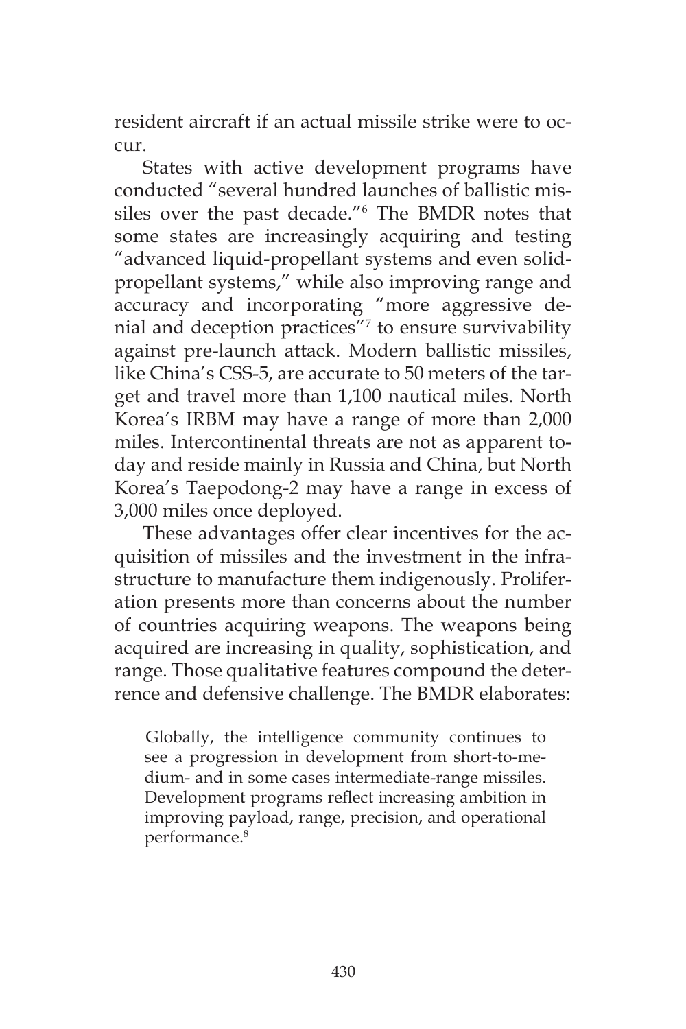resident aircraft if an actual missile strike were to occur.

States with active development programs have conducted "several hundred launches of ballistic missiles over the past decade."[6] The BMDR notes that some states are increasingly acquiring and testing "advanced liquid-propellant systems and even solid-propellant systems," while also improving range and accuracy and incorporating "more aggressive denial and deception practices"[7] to ensure survivability against pre-launch attack. Modern ballistic missiles, like China's CSS-5, are accurate to 50 meters of the target and travel more than 1,100 nautical miles. North Korea's IRBM may have a range of more than 2,000 miles. Intercontinental threats are not as apparent today and reside mainly in Russia and China, but North Korea's Taepodong-2 may have a range in excess of 3,000 miles once deployed.

These advantages offer clear incentives for the acquisition of missiles and the investment in the infrastructure to manufacture them indigenously. Proliferation presents more than concerns about the number of countries acquiring weapons. The weapons being acquired are increasing in quality, sophistication, and range. Those qualitative features compound the deterrence and defensive challenge. The BMDR elaborates:

> Globally, the intelligence community continues to see a progression in development from short-to-medium- and in some cases intermediate-range missiles. Development programs reflect increasing ambition in improving payload, range, precision, and operational performance.[8]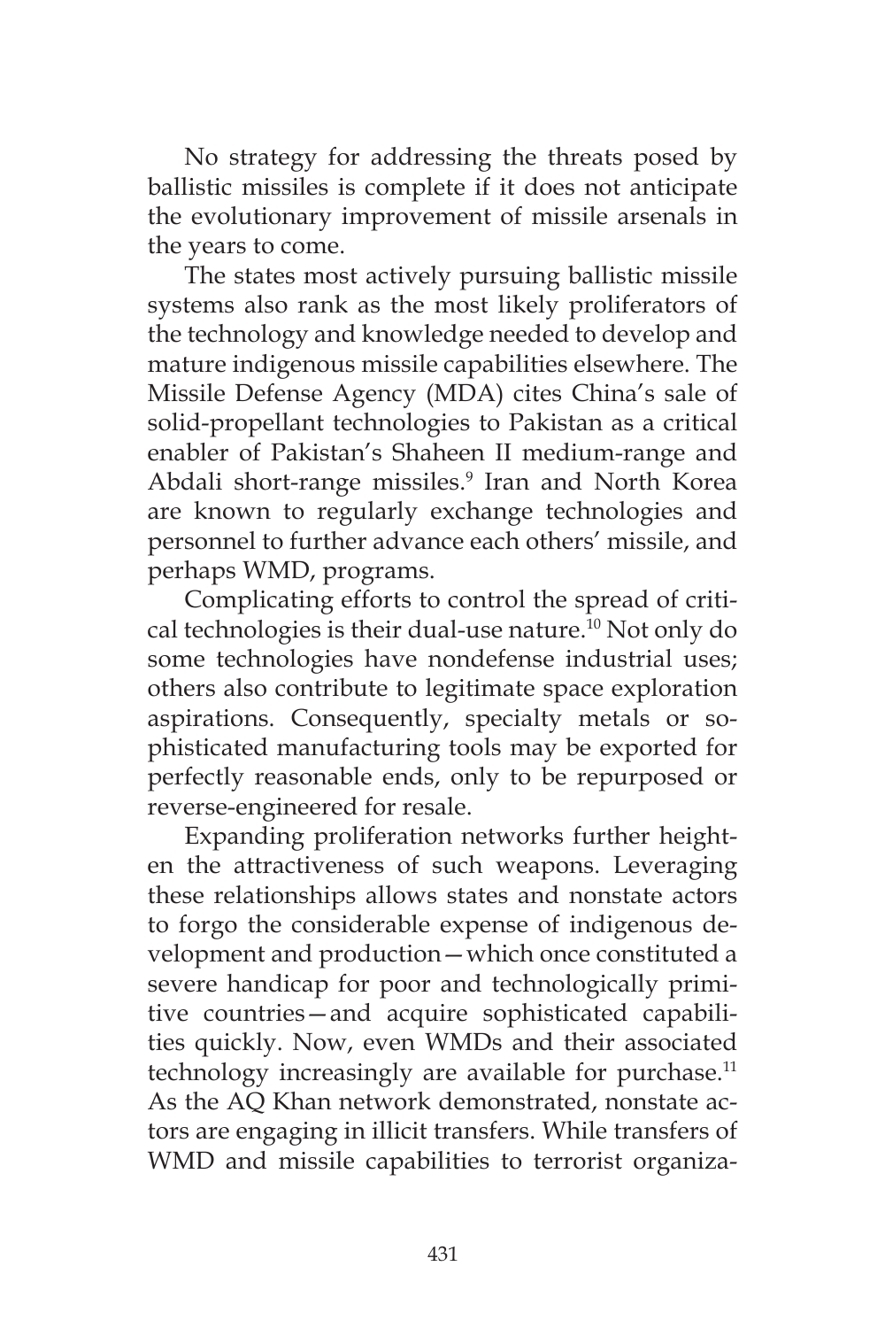No strategy for addressing the threats posed by ballistic missiles is complete if it does not anticipate the evolutionary improvement of missile arsenals in the years to come.

The states most actively pursuing ballistic missile systems also rank as the most likely proliferators of the technology and knowledge needed to develop and mature indigenous missile capabilities elsewhere. The Missile Defense Agency (MDA) cites China's sale of solid-propellant technologies to Pakistan as a critical enabler of Pakistan's Shaheen II medium-range and Abdali short-range missiles.[9] Iran and North Korea are known to regularly exchange technologies and personnel to further advance each others' missile, and perhaps WMD, programs.

Complicating efforts to control the spread of critical technologies is their dual-use nature.[10] Not only do some technologies have nondefense industrial uses; others also contribute to legitimate space exploration aspirations. Consequently, specialty metals or sophisticated manufacturing tools may be exported for perfectly reasonable ends, only to be repurposed or reverse-engineered for resale.

Expanding proliferation networks further heighten the attractiveness of such weapons. Leveraging these relationships allows states and nonstate actors to forgo the considerable expense of indigenous development and production—which once constituted a severe handicap for poor and technologically primitive countries—and acquire sophisticated capabilities quickly. Now, even WMDs and their associated technology increasingly are available for purchase.[11] As the AQ Khan network demonstrated, nonstate actors are engaging in illicit transfers. While transfers of WMD and missile capabilities to terrorist organiza-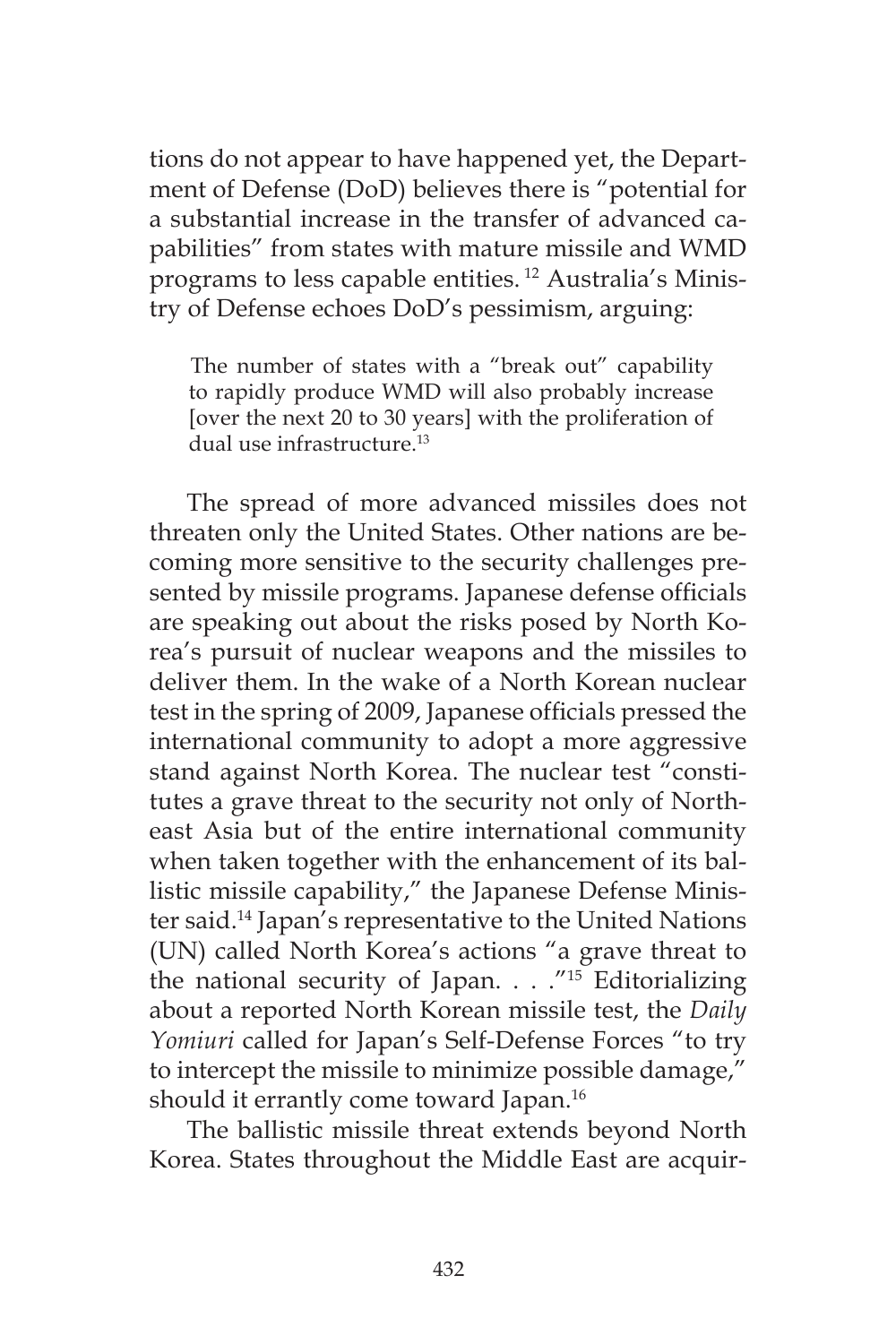tions do not appear to have happened yet, the Department of Defense (DoD) believes there is "potential for a substantial increase in the transfer of advanced capabilities" from states with mature missile and WMD programs to less capable entities.[12] Australia's Ministry of Defense echoes DoD's pessimism, arguing:

> The number of states with a "break out" capability to rapidly produce WMD will also probably increase [over the next 20 to 30 years] with the proliferation of dual use infrastructure.[13]

The spread of more advanced missiles does not threaten only the United States. Other nations are becoming more sensitive to the security challenges presented by missile programs. Japanese defense officials are speaking out about the risks posed by North Korea's pursuit of nuclear weapons and the missiles to deliver them. In the wake of a North Korean nuclear test in the spring of 2009, Japanese officials pressed the international community to adopt a more aggressive stand against North Korea. The nuclear test "constitutes a grave threat to the security not only of Northeast Asia but of the entire international community when taken together with the enhancement of its ballistic missile capability," the Japanese Defense Minister said.[14] Japan's representative to the United Nations (UN) called North Korea's actions "a grave threat to the national security of Japan. . . ."[15] Editorializing about a reported North Korean missile test, the *Daily Yomiuri* called for Japan's Self-Defense Forces "to try to intercept the missile to minimize possible damage," should it errantly come toward Japan.[16]

The ballistic missile threat extends beyond North Korea. States throughout the Middle East are acquir-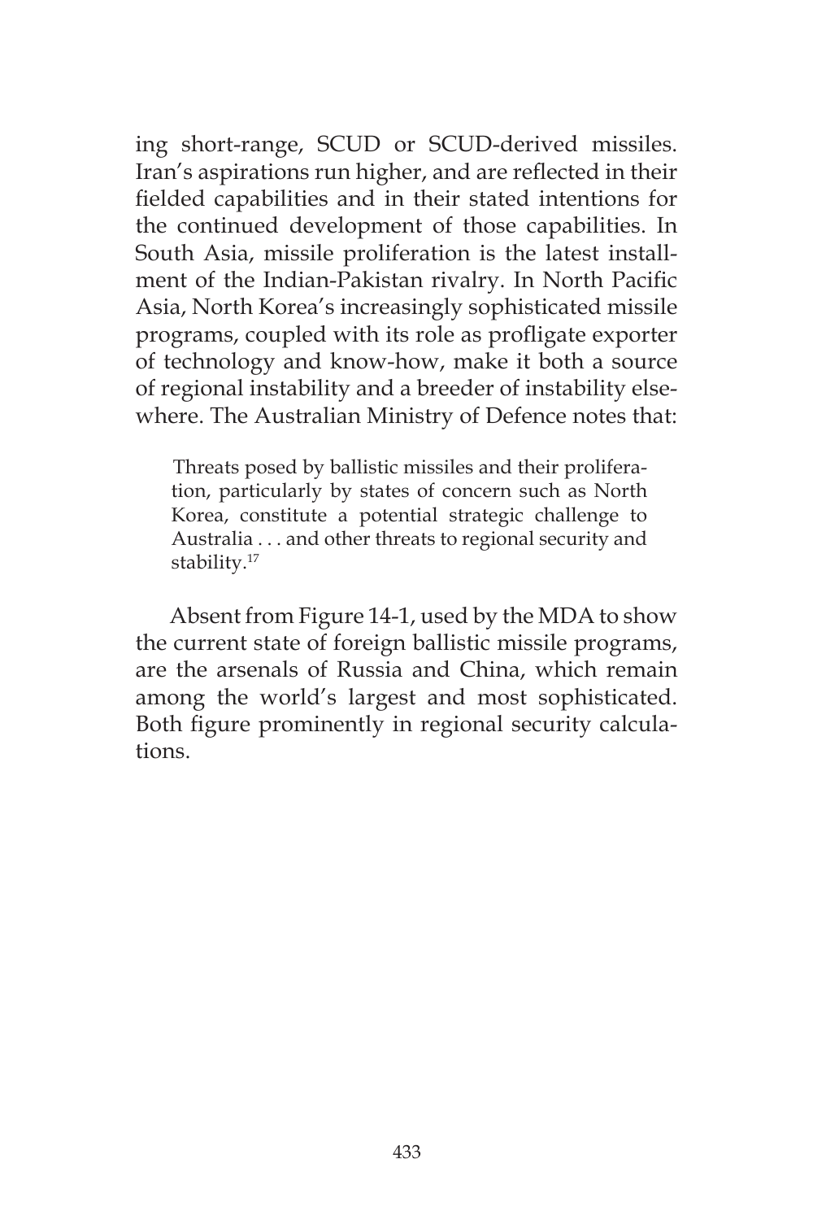ing short-range, SCUD or SCUD-derived missiles. Iran's aspirations run higher, and are reflected in their fielded capabilities and in their stated intentions for the continued development of those capabilities. In South Asia, missile proliferation is the latest installment of the Indian-Pakistan rivalry. In North Pacific Asia, North Korea's increasingly sophisticated missile programs, coupled with its role as profligate exporter of technology and know-how, make it both a source of regional instability and a breeder of instability elsewhere. The Australian Ministry of Defence notes that:

> Threats posed by ballistic missiles and their proliferation, particularly by states of concern such as North Korea, constitute a potential strategic challenge to Australia . . . and other threats to regional security and stability.[17]

Absent from Figure 14-1, used by the MDA to show the current state of foreign ballistic missile programs, are the arsenals of Russia and China, which remain among the world's largest and most sophisticated. Both figure prominently in regional security calculations.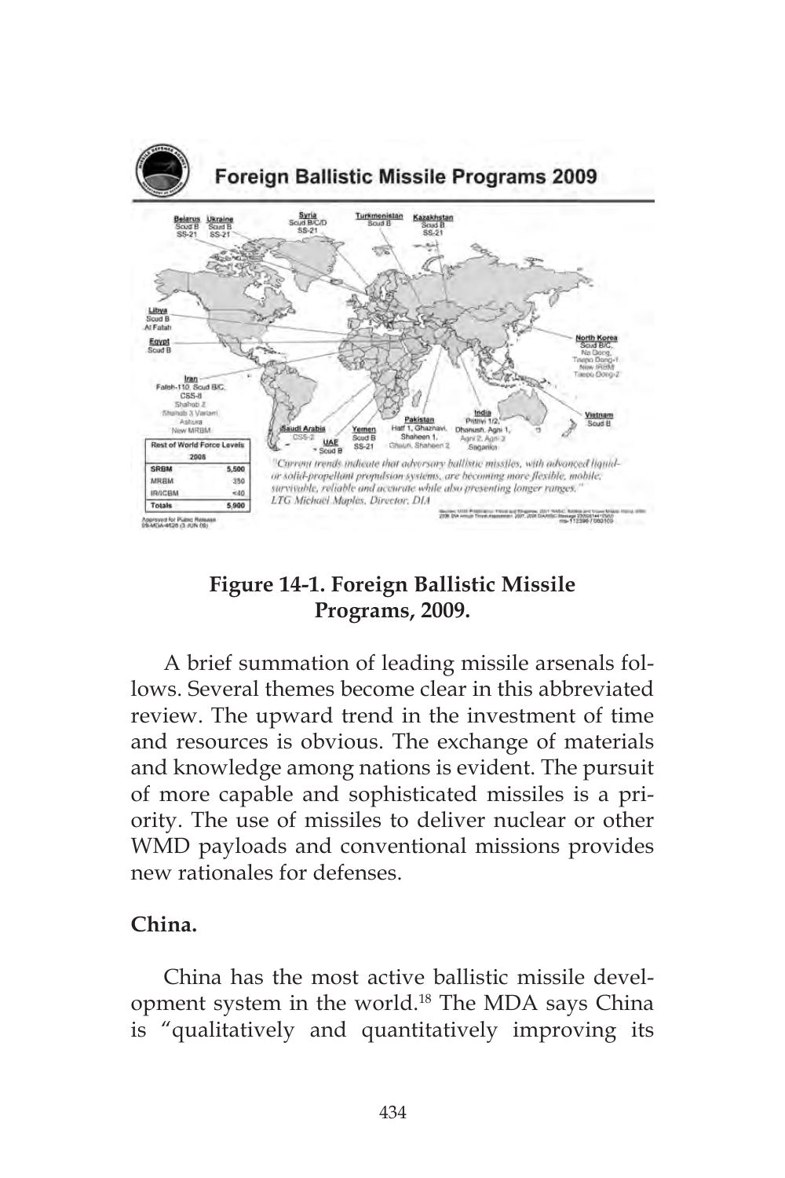**Figure 14-1. Foreign Ballistic Missile Programs, 2009.**

A brief summation of leading missile arsenals follows. Several themes become clear in this abbreviated review. The upward trend in the investment of time and resources is obvious. The exchange of materials and knowledge among nations is evident. The pursuit of more capable and sophisticated missiles is a priority. The use of missiles to deliver nuclear or other WMD payloads and conventional missions provides new rationales for defenses.

**China.**

China has the most active ballistic missile development system in the world.[18] The MDA says China is "qualitatively and quantitatively improving its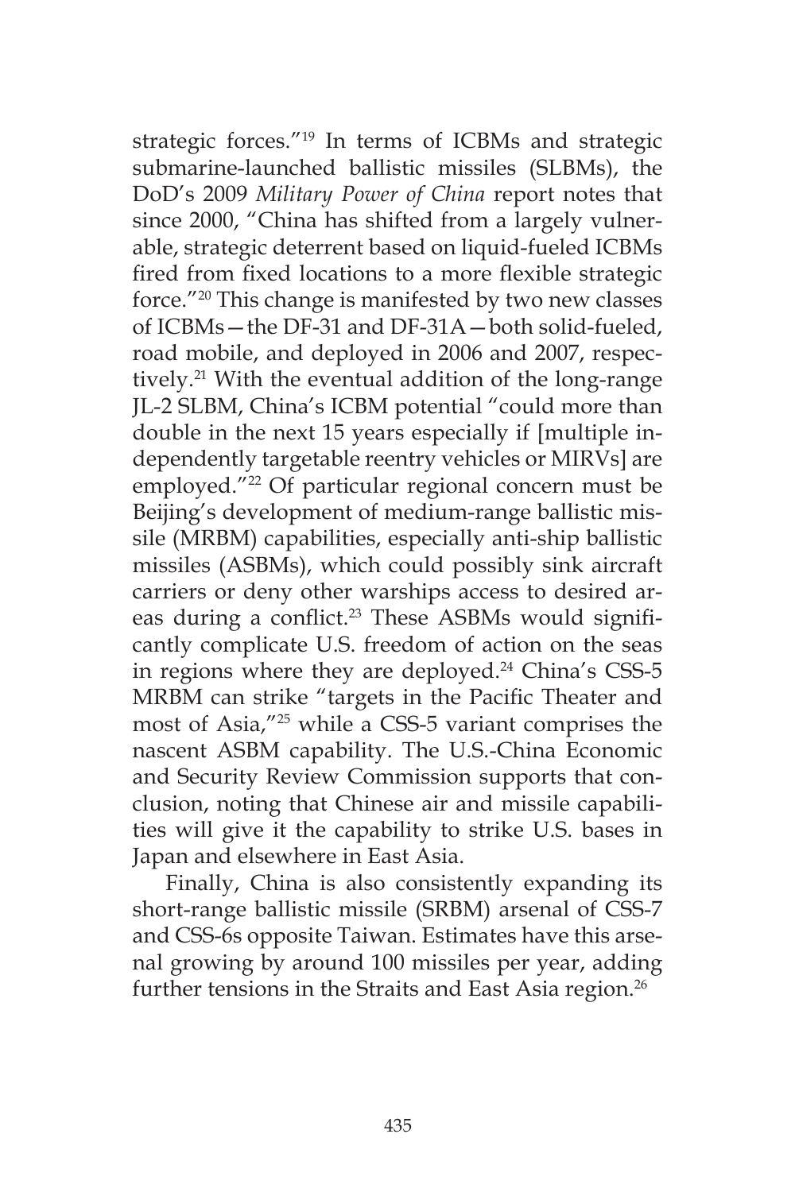strategic forces."[19] In terms of ICBMs and strategic submarine-launched ballistic missiles (SLBMs), the DoD's 2009 *Military Power of China* report notes that since 2000, "China has shifted from a largely vulnerable, strategic deterrent based on liquid-fueled ICBMs fired from fixed locations to a more flexible strategic force."[20] This change is manifested by two new classes of ICBMs—the DF-31 and DF-31A—both solid-fueled, road mobile, and deployed in 2006 and 2007, respectively.[21] With the eventual addition of the long-range JL-2 SLBM, China's ICBM potential "could more than double in the next 15 years especially if [multiple independently targetable reentry vehicles or MIRVs] are employed."[22] Of particular regional concern must be Beijing's development of medium-range ballistic missile (MRBM) capabilities, especially anti-ship ballistic missiles (ASBMs), which could possibly sink aircraft carriers or deny other warships access to desired areas during a conflict.[23] These ASBMs would significantly complicate U.S. freedom of action on the seas in regions where they are deployed.[24] China's CSS-5 MRBM can strike "targets in the Pacific Theater and most of Asia,"[25] while a CSS-5 variant comprises the nascent ASBM capability. The U.S.-China Economic and Security Review Commission supports that conclusion, noting that Chinese air and missile capabilities will give it the capability to strike U.S. bases in Japan and elsewhere in East Asia.

Finally, China is also consistently expanding its short-range ballistic missile (SRBM) arsenal of CSS-7 and CSS-6s opposite Taiwan. Estimates have this arsenal growing by around 100 missiles per year, adding further tensions in the Straits and East Asia region.[26]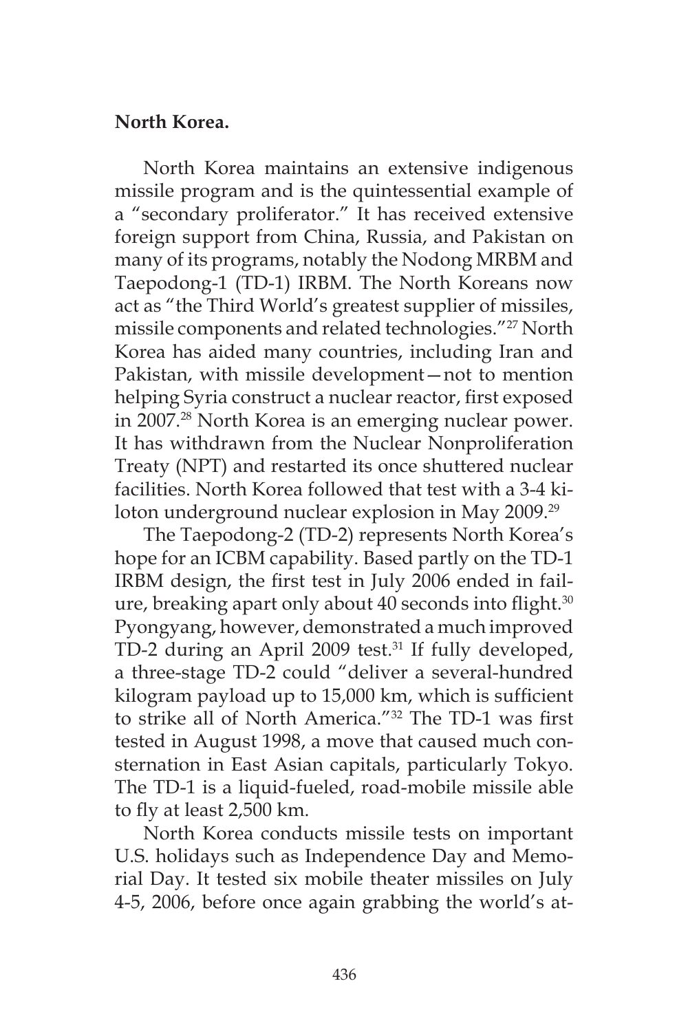**North Korea.**

North Korea maintains an extensive indigenous missile program and is the quintessential example of a "secondary proliferator." It has received extensive foreign support from China, Russia, and Pakistan on many of its programs, notably the Nodong MRBM and Taepodong-1 (TD-1) IRBM. The North Koreans now act as "the Third World's greatest supplier of missiles, missile components and related technologies."[27] North Korea has aided many countries, including Iran and Pakistan, with missile development—not to mention helping Syria construct a nuclear reactor, first exposed in 2007.[28] North Korea is an emerging nuclear power. It has withdrawn from the Nuclear Nonproliferation Treaty (NPT) and restarted its once shuttered nuclear facilities. North Korea followed that test with a 3-4 kiloton underground nuclear explosion in May 2009.[29]

The Taepodong-2 (TD-2) represents North Korea's hope for an ICBM capability. Based partly on the TD-1 IRBM design, the first test in July 2006 ended in failure, breaking apart only about 40 seconds into flight.[30] Pyongyang, however, demonstrated a much improved TD-2 during an April 2009 test.[31] If fully developed, a three-stage TD-2 could "deliver a several-hundred kilogram payload up to 15,000 km, which is sufficient to strike all of North America."[32] The TD-1 was first tested in August 1998, a move that caused much consternation in East Asian capitals, particularly Tokyo. The TD-1 is a liquid-fueled, road-mobile missile able to fly at least 2,500 km.

North Korea conducts missile tests on important U.S. holidays such as Independence Day and Memorial Day. It tested six mobile theater missiles on July 4-5, 2006, before once again grabbing the world's at-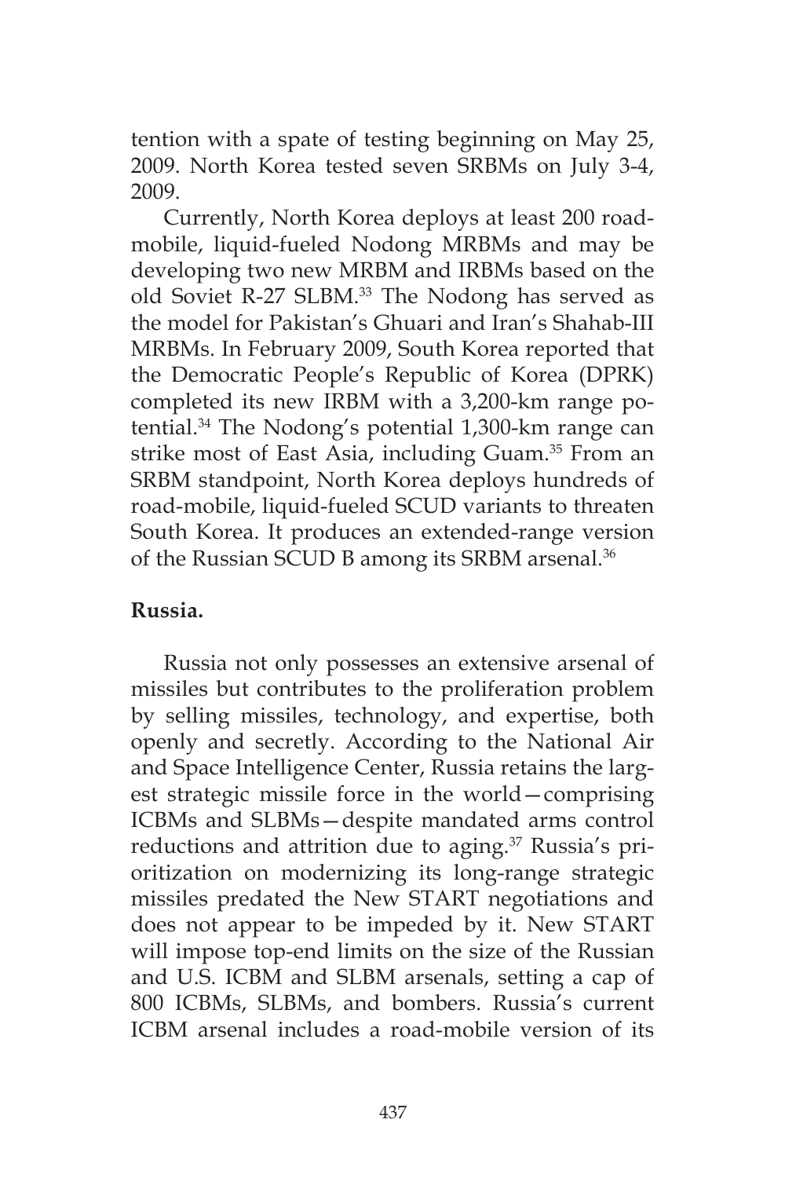tention with a spate of testing beginning on May 25, 2009. North Korea tested seven SRBMs on July 3-4, 2009.

Currently, North Korea deploys at least 200 road-mobile, liquid-fueled Nodong MRBMs and may be developing two new MRBM and IRBMs based on the old Soviet R-27 SLBM.[33] The Nodong has served as the model for Pakistan's Ghuari and Iran's Shahab-III MRBMs. In February 2009, South Korea reported that the Democratic People's Republic of Korea (DPRK) completed its new IRBM with a 3,200-km range potential.[34] The Nodong's potential 1,300-km range can strike most of East Asia, including Guam.[35] From an SRBM standpoint, North Korea deploys hundreds of road-mobile, liquid-fueled SCUD variants to threaten South Korea. It produces an extended-range version of the Russian SCUD B among its SRBM arsenal.[36]

**Russia.**

Russia not only possesses an extensive arsenal of missiles but contributes to the proliferation problem by selling missiles, technology, and expertise, both openly and secretly. According to the National Air and Space Intelligence Center, Russia retains the largest strategic missile force in the world—comprising ICBMs and SLBMs—despite mandated arms control reductions and attrition due to aging.[37] Russia's prioritization on modernizing its long-range strategic missiles predated the New START negotiations and does not appear to be impeded by it. New START will impose top-end limits on the size of the Russian and U.S. ICBM and SLBM arsenals, setting a cap of 800 ICBMs, SLBMs, and bombers. Russia's current ICBM arsenal includes a road-mobile version of its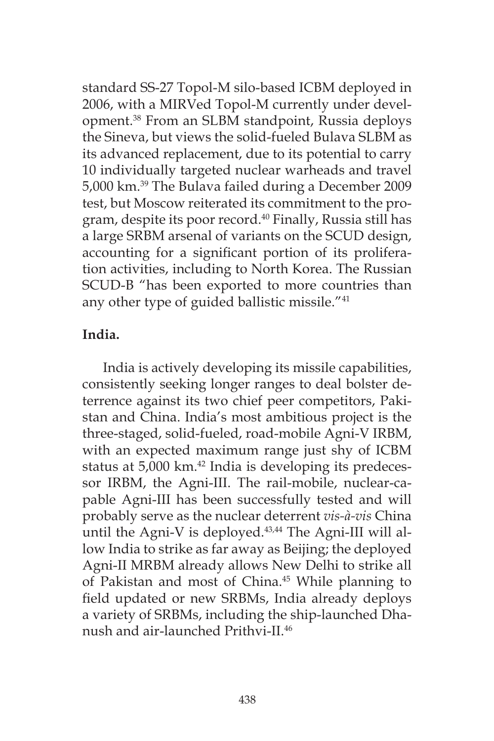standard SS-27 Topol-M silo-based ICBM deployed in 2006, with a MIRVed Topol-M currently under development.[38] From an SLBM standpoint, Russia deploys the Sineva, but views the solid-fueled Bulava SLBM as its advanced replacement, due to its potential to carry 10 individually targeted nuclear warheads and travel 5,000 km.[39] The Bulava failed during a December 2009 test, but Moscow reiterated its commitment to the program, despite its poor record.[40] Finally, Russia still has a large SRBM arsenal of variants on the SCUD design, accounting for a significant portion of its proliferation activities, including to North Korea. The Russian SCUD-B "has been exported to more countries than any other type of guided ballistic missile."[41]

**India.**

India is actively developing its missile capabilities, consistently seeking longer ranges to deal bolster deterrence against its two chief peer competitors, Pakistan and China. India's most ambitious project is the three-staged, solid-fueled, road-mobile Agni-V IRBM, with an expected maximum range just shy of ICBM status at 5,000 km.[42] India is developing its predecessor IRBM, the Agni-III. The rail-mobile, nuclear-capable Agni-III has been successfully tested and will probably serve as the nuclear deterrent *vis-à-vis* China until the Agni-V is deployed.[43,44] The Agni-III will allow India to strike as far away as Beijing; the deployed Agni-II MRBM already allows New Delhi to strike all of Pakistan and most of China.[45] While planning to field updated or new SRBMs, India already deploys a variety of SRBMs, including the ship-launched Dhanush and air-launched Prithvi-II.[46]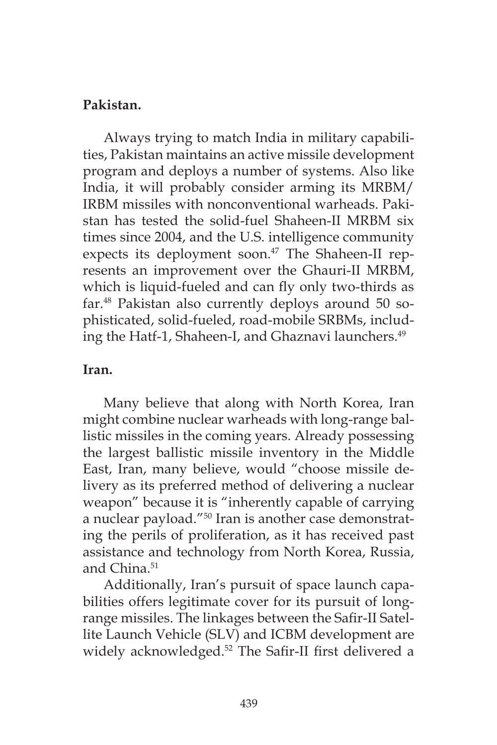**Pakistan.**

Always trying to match India in military capabilities, Pakistan maintains an active missile development program and deploys a number of systems. Also like India, it will probably consider arming its MRBM/IRBM missiles with nonconventional warheads. Pakistan has tested the solid-fuel Shaheen-II MRBM six times since 2004, and the U.S. intelligence community expects its deployment soon.[47] The Shaheen-II represents an improvement over the Ghauri-II MRBM, which is liquid-fueled and can fly only two-thirds as far.[48] Pakistan also currently deploys around 50 sophisticated, solid-fueled, road-mobile SRBMs, including the Hatf-1, Shaheen-I, and Ghaznavi launchers.[49]

**Iran.**

Many believe that along with North Korea, Iran might combine nuclear warheads with long-range ballistic missiles in the coming years. Already possessing the largest ballistic missile inventory in the Middle East, Iran, many believe, would "choose missile delivery as its preferred method of delivering a nuclear weapon" because it is "inherently capable of carrying a nuclear payload."[50] Iran is another case demonstrating the perils of proliferation, as it has received past assistance and technology from North Korea, Russia, and China.[51]

Additionally, Iran's pursuit of space launch capabilities offers legitimate cover for its pursuit of long-range missiles. The linkages between the Safir-II Satellite Launch Vehicle (SLV) and ICBM development are widely acknowledged.[52] The Safir-II first delivered a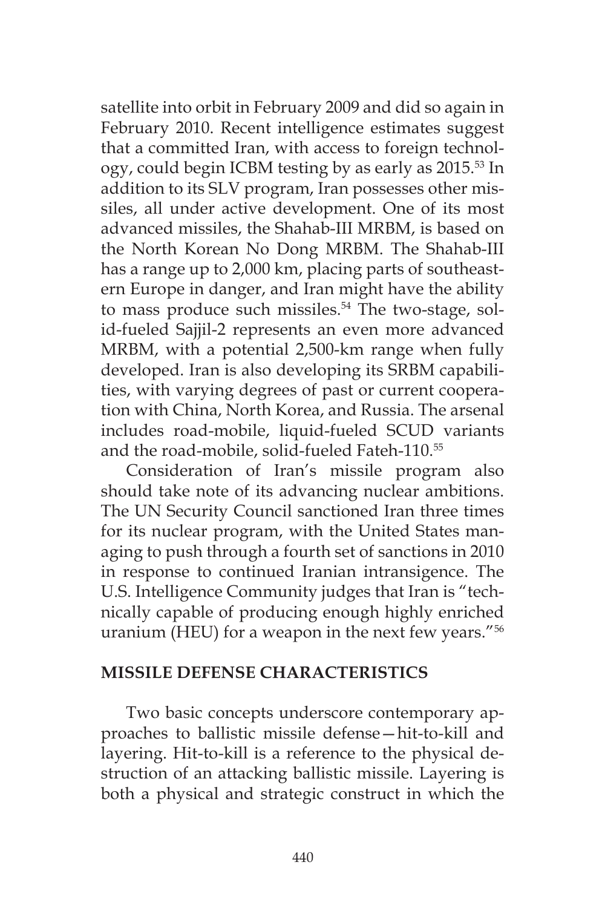satellite into orbit in February 2009 and did so again in February 2010. Recent intelligence estimates suggest that a committed Iran, with access to foreign technology, could begin ICBM testing by as early as 2015.[53] In addition to its SLV program, Iran possesses other missiles, all under active development. One of its most advanced missiles, the Shahab-III MRBM, is based on the North Korean No Dong MRBM. The Shahab-III has a range up to 2,000 km, placing parts of southeastern Europe in danger, and Iran might have the ability to mass produce such missiles.[54] The two-stage, solid-fueled Sajjil-2 represents an even more advanced MRBM, with a potential 2,500-km range when fully developed. Iran is also developing its SRBM capabilities, with varying degrees of past or current cooperation with China, North Korea, and Russia. The arsenal includes road-mobile, liquid-fueled SCUD variants and the road-mobile, solid-fueled Fateh-110.[55]

Consideration of Iran's missile program also should take note of its advancing nuclear ambitions. The UN Security Council sanctioned Iran three times for its nuclear program, with the United States managing to push through a fourth set of sanctions in 2010 in response to continued Iranian intransigence. The U.S. Intelligence Community judges that Iran is "technically capable of producing enough highly enriched uranium (HEU) for a weapon in the next few years."[56]

## MISSILE DEFENSE CHARACTERISTICS

Two basic concepts underscore contemporary approaches to ballistic missile defense—hit-to-kill and layering. Hit-to-kill is a reference to the physical destruction of an attacking ballistic missile. Layering is both a physical and strategic construct in which the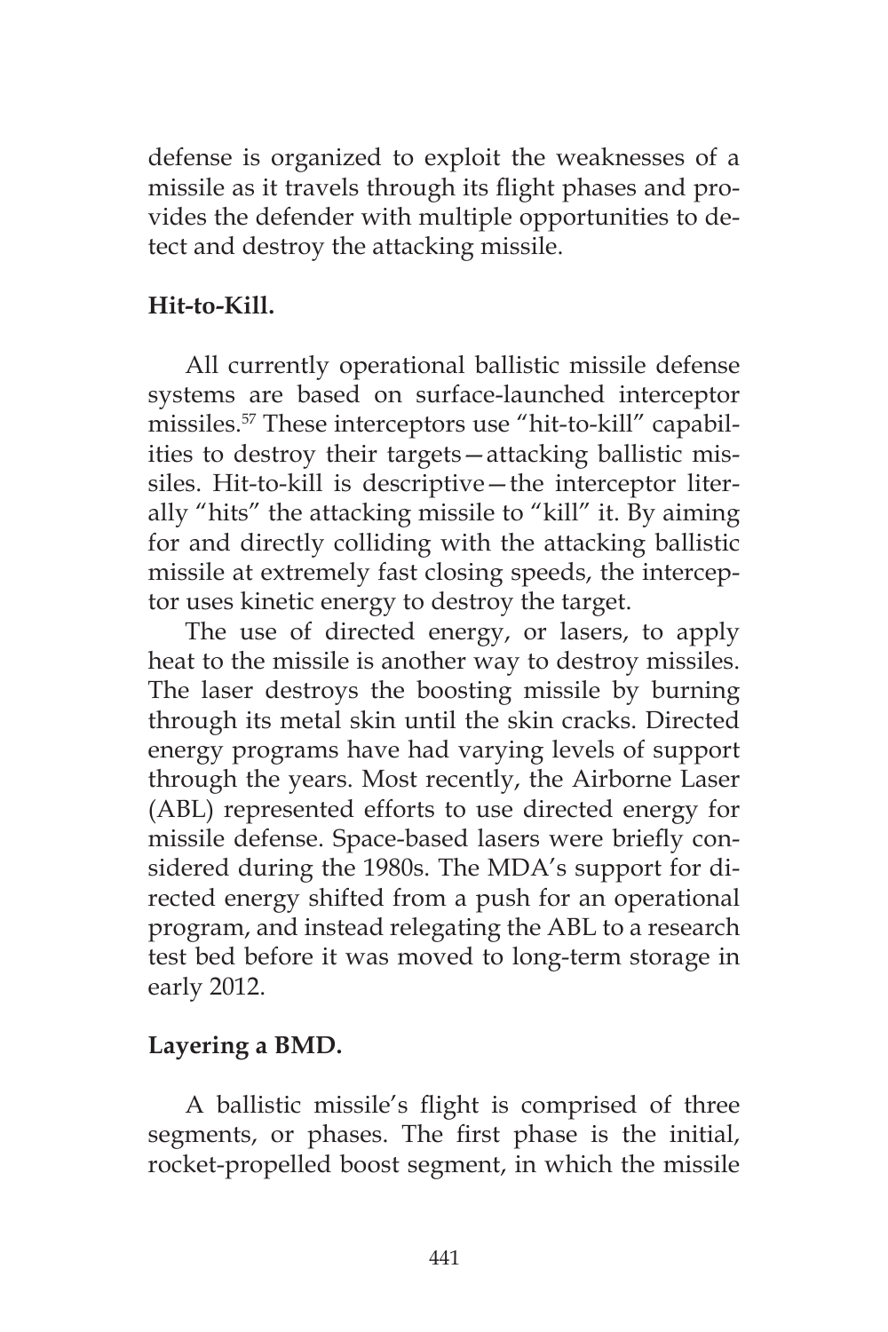defense is organized to exploit the weaknesses of a missile as it travels through its flight phases and provides the defender with multiple opportunities to detect and destroy the attacking missile.

**Hit-to-Kill.**

All currently operational ballistic missile defense systems are based on surface-launched interceptor missiles.[57] These interceptors use "hit-to-kill" capabilities to destroy their targets—attacking ballistic missiles. Hit-to-kill is descriptive—the interceptor literally "hits" the attacking missile to "kill" it. By aiming for and directly colliding with the attacking ballistic missile at extremely fast closing speeds, the interceptor uses kinetic energy to destroy the target.

The use of directed energy, or lasers, to apply heat to the missile is another way to destroy missiles. The laser destroys the boosting missile by burning through its metal skin until the skin cracks. Directed energy programs have had varying levels of support through the years. Most recently, the Airborne Laser (ABL) represented efforts to use directed energy for missile defense. Space-based lasers were briefly considered during the 1980s. The MDA's support for directed energy shifted from a push for an operational program, and instead relegating the ABL to a research test bed before it was moved to long-term storage in early 2012.

**Layering a BMD.**

A ballistic missile's flight is comprised of three segments, or phases. The first phase is the initial, rocket-propelled boost segment, in which the missile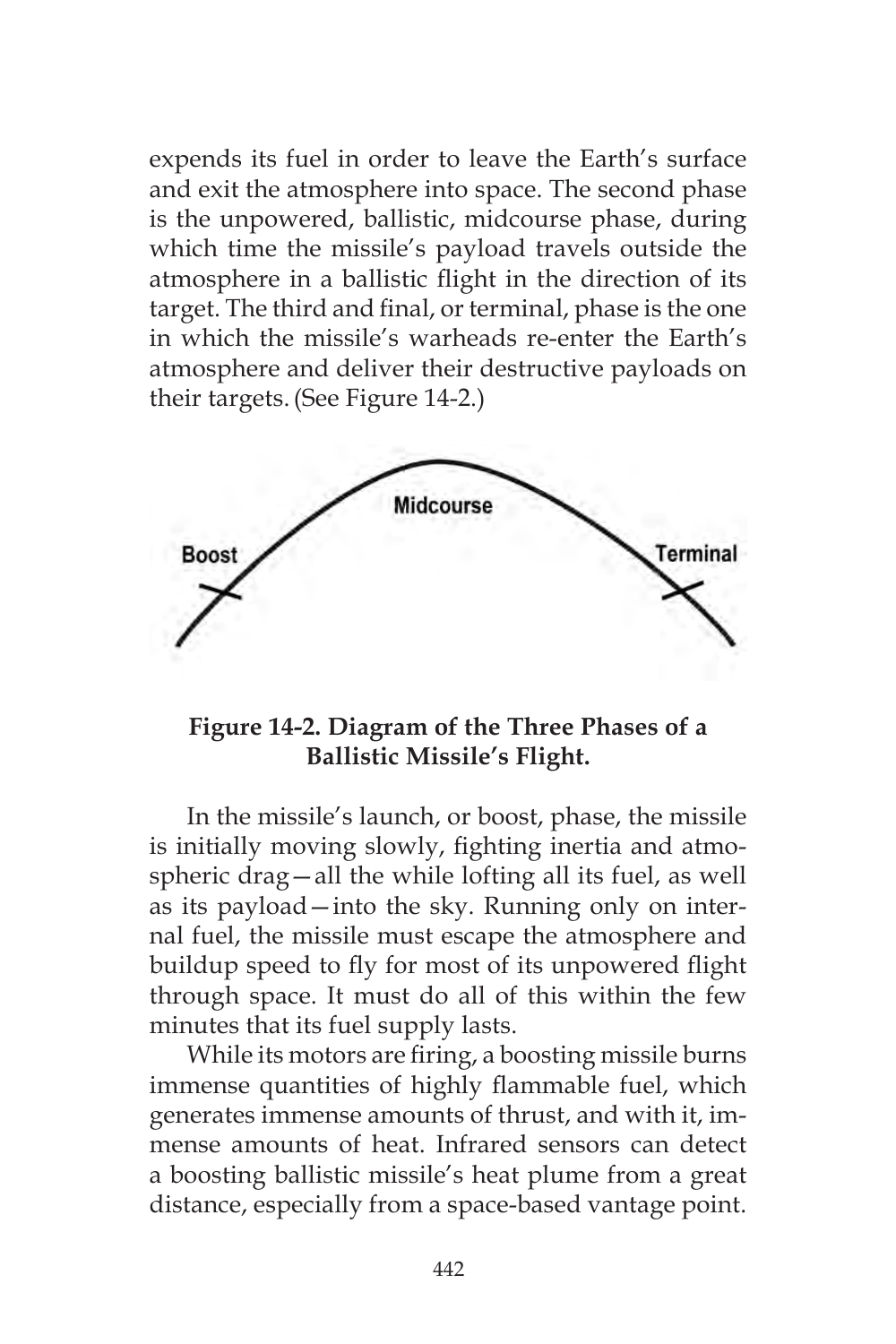expends its fuel in order to leave the Earth's surface and exit the atmosphere into space. The second phase is the unpowered, ballistic, midcourse phase, during which time the missile's payload travels outside the atmosphere in a ballistic flight in the direction of its target. The third and final, or terminal, phase is the one in which the missile's warheads re-enter the Earth's atmosphere and deliver their destructive payloads on their targets. (See Figure 14-2.)

**Figure 14-2. Diagram of the Three Phases of a Ballistic Missile's Flight.**

In the missile's launch, or boost, phase, the missile is initially moving slowly, fighting inertia and atmospheric drag—all the while lofting all its fuel, as well as its payload—into the sky. Running only on internal fuel, the missile must escape the atmosphere and buildup speed to fly for most of its unpowered flight through space. It must do all of this within the few minutes that its fuel supply lasts.

While its motors are firing, a boosting missile burns immense quantities of highly flammable fuel, which generates immense amounts of thrust, and with it, immense amounts of heat. Infrared sensors can detect a boosting ballistic missile's heat plume from a great distance, especially from a space-based vantage point.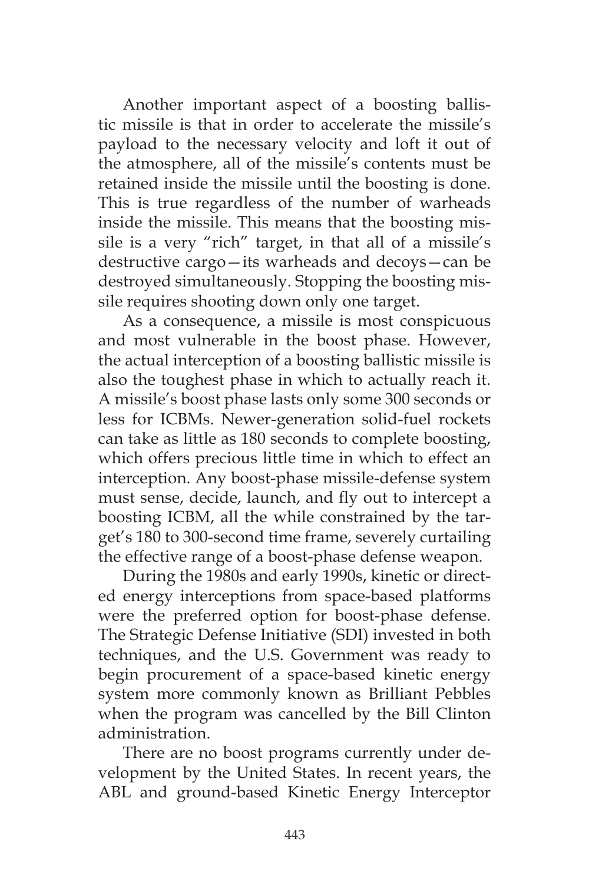Another important aspect of a boosting ballistic missile is that in order to accelerate the missile's payload to the necessary velocity and loft it out of the atmosphere, all of the missile's contents must be retained inside the missile until the boosting is done. This is true regardless of the number of warheads inside the missile. This means that the boosting missile is a very "rich" target, in that all of a missile's destructive cargo—its warheads and decoys—can be destroyed simultaneously. Stopping the boosting missile requires shooting down only one target.

As a consequence, a missile is most conspicuous and most vulnerable in the boost phase. However, the actual interception of a boosting ballistic missile is also the toughest phase in which to actually reach it. A missile's boost phase lasts only some 300 seconds or less for ICBMs. Newer-generation solid-fuel rockets can take as little as 180 seconds to complete boosting, which offers precious little time in which to effect an interception. Any boost-phase missile-defense system must sense, decide, launch, and fly out to intercept a boosting ICBM, all the while constrained by the target's 180 to 300-second time frame, severely curtailing the effective range of a boost-phase defense weapon.

During the 1980s and early 1990s, kinetic or directed energy interceptions from space-based platforms were the preferred option for boost-phase defense. The Strategic Defense Initiative (SDI) invested in both techniques, and the U.S. Government was ready to begin procurement of a space-based kinetic energy system more commonly known as Brilliant Pebbles when the program was cancelled by the Bill Clinton administration.

There are no boost programs currently under development by the United States. In recent years, the ABL and ground-based Kinetic Energy Interceptor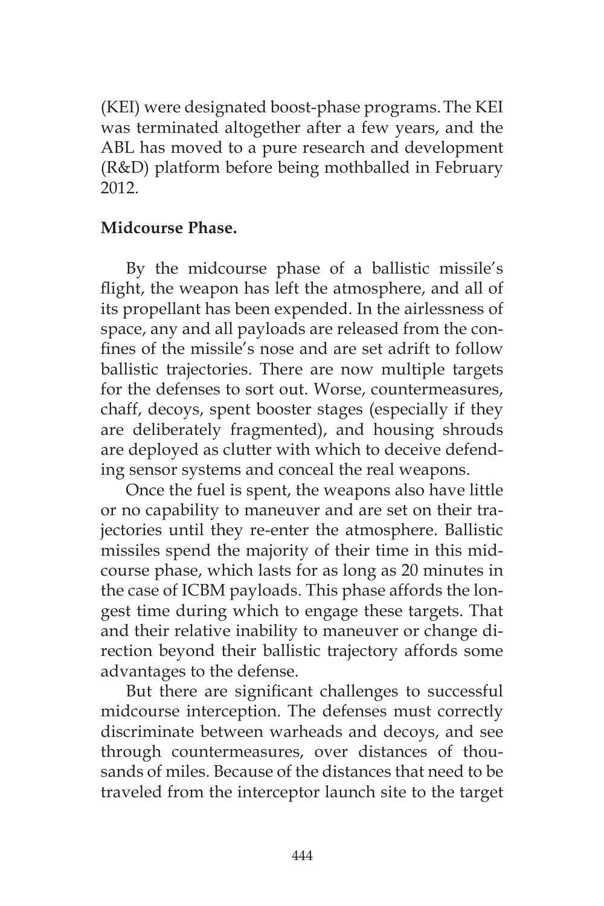(KEI) were designated boost-phase programs. The KEI was terminated altogether after a few years, and the ABL has moved to a pure research and development (R&D) platform before being mothballed in February 2012.

**Midcourse Phase.**

By the midcourse phase of a ballistic missile's flight, the weapon has left the atmosphere, and all of its propellant has been expended. In the airlessness of space, any and all payloads are released from the confines of the missile's nose and are set adrift to follow ballistic trajectories. There are now multiple targets for the defenses to sort out. Worse, countermeasures, chaff, decoys, spent booster stages (especially if they are deliberately fragmented), and housing shrouds are deployed as clutter with which to deceive defending sensor systems and conceal the real weapons.

Once the fuel is spent, the weapons also have little or no capability to maneuver and are set on their trajectories until they re-enter the atmosphere. Ballistic missiles spend the majority of their time in this midcourse phase, which lasts for as long as 20 minutes in the case of ICBM payloads. This phase affords the longest time during which to engage these targets. That and their relative inability to maneuver or change direction beyond their ballistic trajectory affords some advantages to the defense.

But there are significant challenges to successful midcourse interception. The defenses must correctly discriminate between warheads and decoys, and see through countermeasures, over distances of thousands of miles. Because of the distances that need to be traveled from the interceptor launch site to the target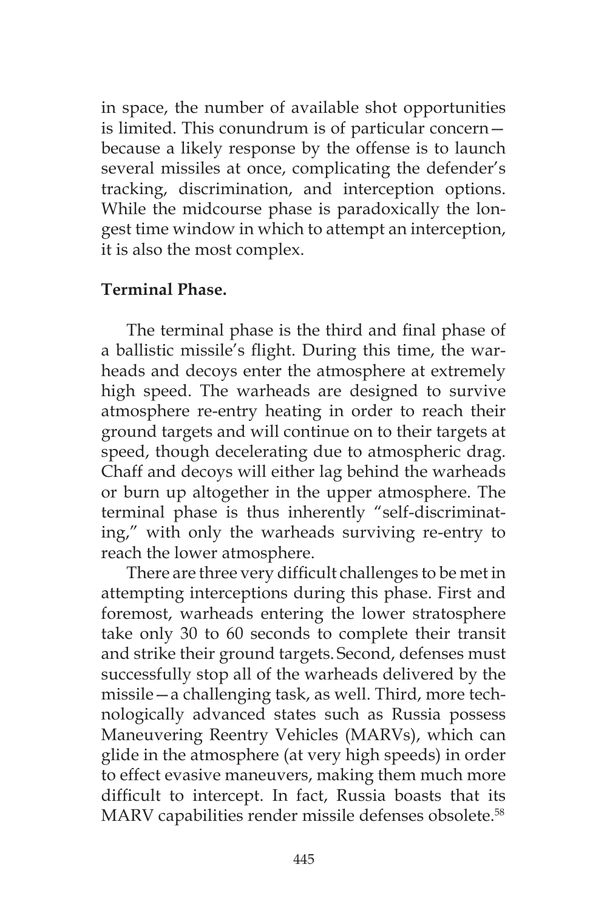in space, the number of available shot opportunities is limited. This conundrum is of particular concern—because a likely response by the offense is to launch several missiles at once, complicating the defender's tracking, discrimination, and interception options. While the midcourse phase is paradoxically the longest time window in which to attempt an interception, it is also the most complex.

**Terminal Phase.**

The terminal phase is the third and final phase of a ballistic missile's flight. During this time, the warheads and decoys enter the atmosphere at extremely high speed. The warheads are designed to survive atmosphere re-entry heating in order to reach their ground targets and will continue on to their targets at speed, though decelerating due to atmospheric drag. Chaff and decoys will either lag behind the warheads or burn up altogether in the upper atmosphere. The terminal phase is thus inherently "self-discriminating," with only the warheads surviving re-entry to reach the lower atmosphere.

There are three very difficult challenges to be met in attempting interceptions during this phase. First and foremost, warheads entering the lower stratosphere take only 30 to 60 seconds to complete their transit and strike their ground targets. Second, defenses must successfully stop all of the warheads delivered by the missile—a challenging task, as well. Third, more technologically advanced states such as Russia possess Maneuvering Reentry Vehicles (MARVs), which can glide in the atmosphere (at very high speeds) in order to effect evasive maneuvers, making them much more difficult to intercept. In fact, Russia boasts that its MARV capabilities render missile defenses obsolete.[58]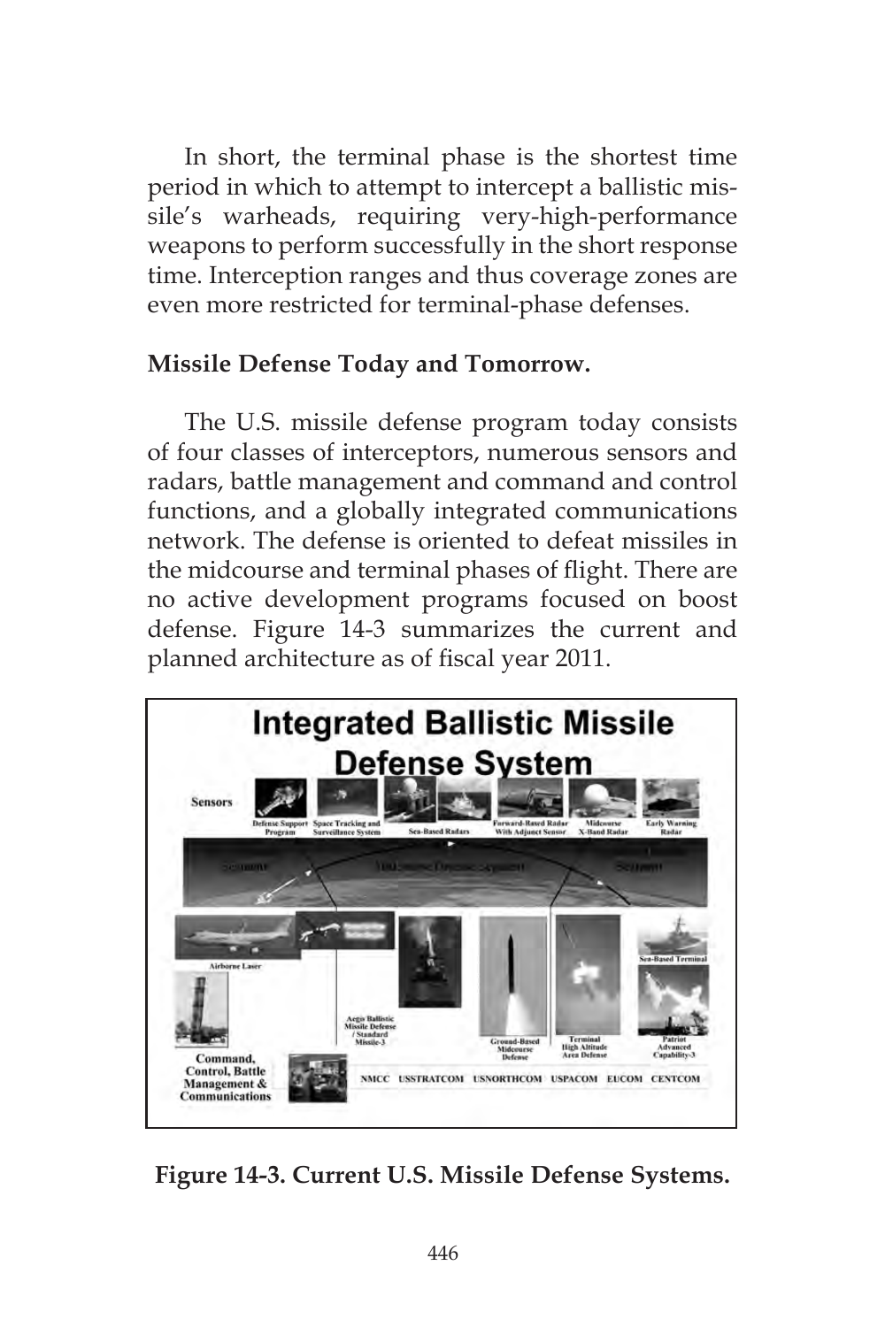In short, the terminal phase is the shortest time period in which to attempt to intercept a ballistic missile's warheads, requiring very-high-performance weapons to perform successfully in the short response time. Interception ranges and thus coverage zones are even more restricted for terminal-phase defenses.

**Missile Defense Today and Tomorrow.**

The U.S. missile defense program today consists of four classes of interceptors, numerous sensors and radars, battle management and command and control functions, and a globally integrated communications network. The defense is oriented to defeat missiles in the midcourse and terminal phases of flight. There are no active development programs focused on boost defense. Figure 14-3 summarizes the current and planned architecture as of fiscal year 2011.

**Figure 14-3. Current U.S. Missile Defense Systems.**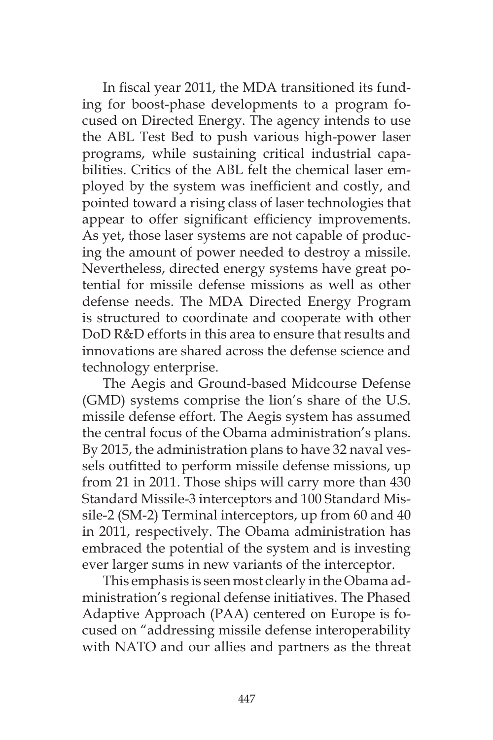In fiscal year 2011, the MDA transitioned its funding for boost-phase developments to a program focused on Directed Energy. The agency intends to use the ABL Test Bed to push various high-power laser programs, while sustaining critical industrial capabilities. Critics of the ABL felt the chemical laser employed by the system was inefficient and costly, and pointed toward a rising class of laser technologies that appear to offer significant efficiency improvements. As yet, those laser systems are not capable of producing the amount of power needed to destroy a missile. Nevertheless, directed energy systems have great potential for missile defense missions as well as other defense needs. The MDA Directed Energy Program is structured to coordinate and cooperate with other DoD R&D efforts in this area to ensure that results and innovations are shared across the defense science and technology enterprise.

The Aegis and Ground-based Midcourse Defense (GMD) systems comprise the lion's share of the U.S. missile defense effort. The Aegis system has assumed the central focus of the Obama administration's plans. By 2015, the administration plans to have 32 naval vessels outfitted to perform missile defense missions, up from 21 in 2011. Those ships will carry more than 430 Standard Missile-3 interceptors and 100 Standard Missile-2 (SM-2) Terminal interceptors, up from 60 and 40 in 2011, respectively. The Obama administration has embraced the potential of the system and is investing ever larger sums in new variants of the interceptor.

This emphasis is seen most clearly in the Obama administration's regional defense initiatives. The Phased Adaptive Approach (PAA) centered on Europe is focused on "addressing missile defense interoperability with NATO and our allies and partners as the threat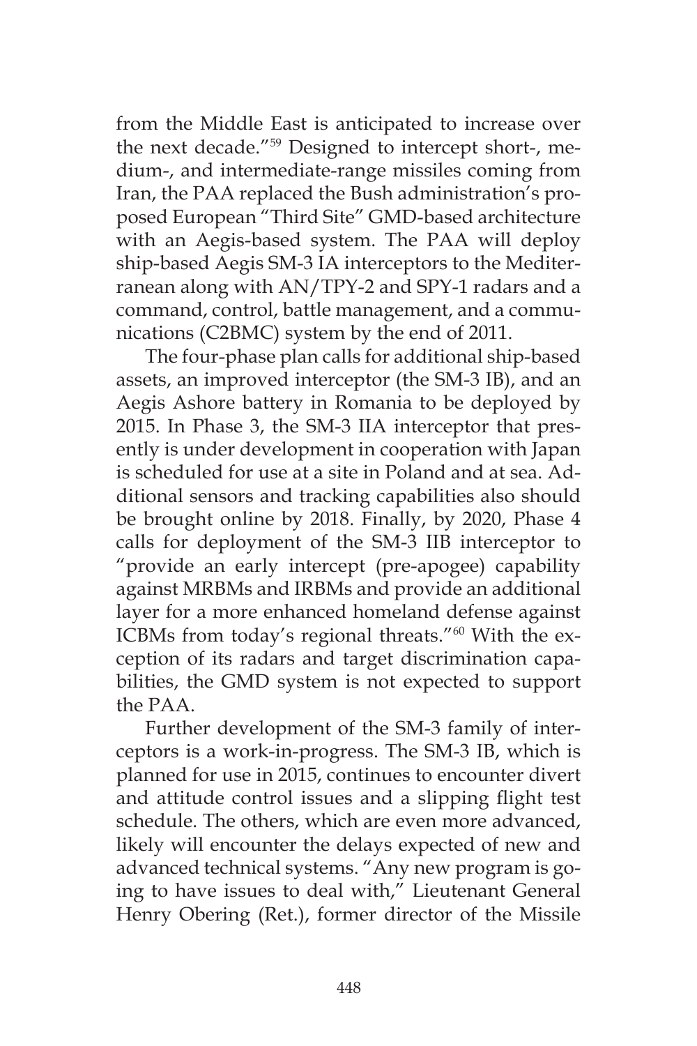from the Middle East is anticipated to increase over the next decade."[59] Designed to intercept short-, medium-, and intermediate-range missiles coming from Iran, the PAA replaced the Bush administration's proposed European "Third Site" GMD-based architecture with an Aegis-based system. The PAA will deploy ship-based Aegis SM-3 IA interceptors to the Mediterranean along with AN/TPY-2 and SPY-1 radars and a command, control, battle management, and a communications (C2BMC) system by the end of 2011.

The four-phase plan calls for additional ship-based assets, an improved interceptor (the SM-3 IB), and an Aegis Ashore battery in Romania to be deployed by 2015. In Phase 3, the SM-3 IIA interceptor that presently is under development in cooperation with Japan is scheduled for use at a site in Poland and at sea. Additional sensors and tracking capabilities also should be brought online by 2018. Finally, by 2020, Phase 4 calls for deployment of the SM-3 IIB interceptor to "provide an early intercept (pre-apogee) capability against MRBMs and IRBMs and provide an additional layer for a more enhanced homeland defense against ICBMs from today's regional threats."[60] With the exception of its radars and target discrimination capabilities, the GMD system is not expected to support the PAA.

Further development of the SM-3 family of interceptors is a work-in-progress. The SM-3 IB, which is planned for use in 2015, continues to encounter divert and attitude control issues and a slipping flight test schedule. The others, which are even more advanced, likely will encounter the delays expected of new and advanced technical systems. "Any new program is going to have issues to deal with," Lieutenant General Henry Obering (Ret.), former director of the Missile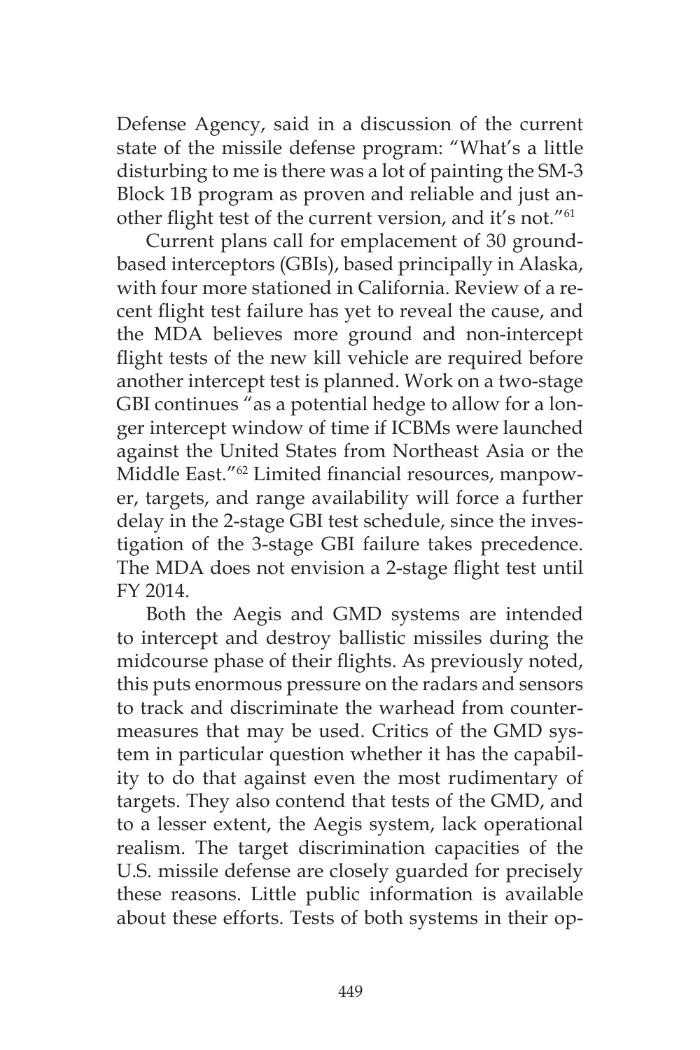Defense Agency, said in a discussion of the current state of the missile defense program: "What's a little disturbing to me is there was a lot of painting the SM-3 Block 1B program as proven and reliable and just another flight test of the current version, and it's not."[61]

Current plans call for emplacement of 30 ground-based interceptors (GBIs), based principally in Alaska, with four more stationed in California. Review of a recent flight test failure has yet to reveal the cause, and the MDA believes more ground and non-intercept flight tests of the new kill vehicle are required before another intercept test is planned. Work on a two-stage GBI continues "as a potential hedge to allow for a longer intercept window of time if ICBMs were launched against the United States from Northeast Asia or the Middle East."[62] Limited financial resources, manpower, targets, and range availability will force a further delay in the 2-stage GBI test schedule, since the investigation of the 3-stage GBI failure takes precedence. The MDA does not envision a 2-stage flight test until FY 2014.

Both the Aegis and GMD systems are intended to intercept and destroy ballistic missiles during the midcourse phase of their flights. As previously noted, this puts enormous pressure on the radars and sensors to track and discriminate the warhead from countermeasures that may be used. Critics of the GMD system in particular question whether it has the capability to do that against even the most rudimentary of targets. They also contend that tests of the GMD, and to a lesser extent, the Aegis system, lack operational realism. The target discrimination capacities of the U.S. missile defense are closely guarded for precisely these reasons. Little public information is available about these efforts. Tests of both systems in their op-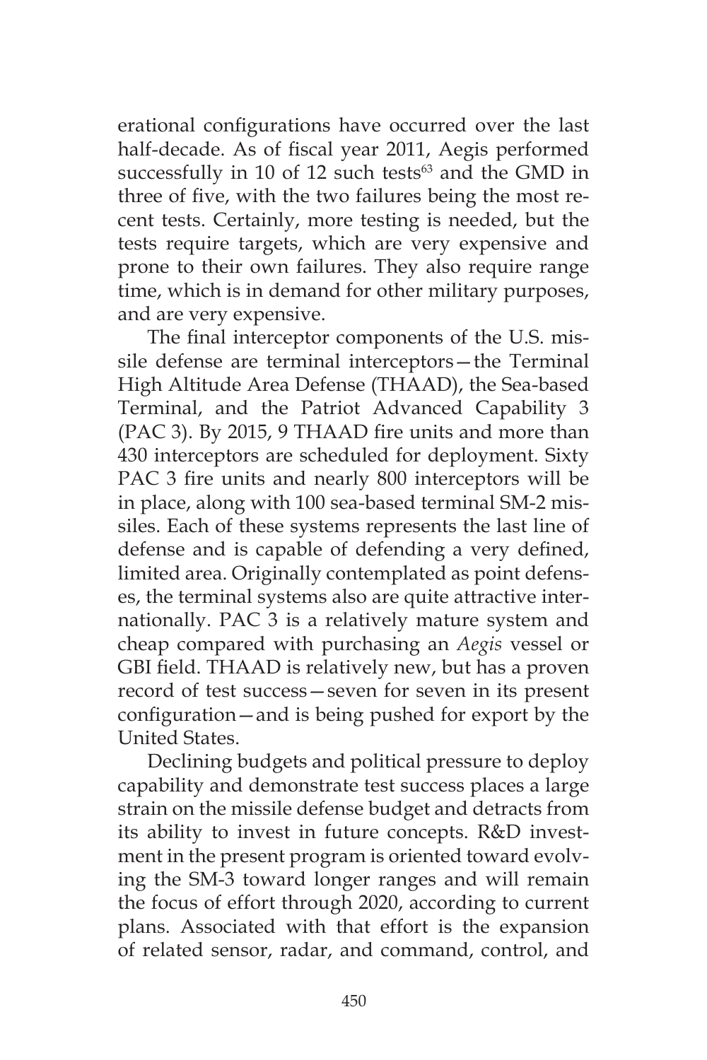erational configurations have occurred over the last half-decade. As of fiscal year 2011, Aegis performed successfully in 10 of 12 such tests[63] and the GMD in three of five, with the two failures being the most recent tests. Certainly, more testing is needed, but the tests require targets, which are very expensive and prone to their own failures. They also require range time, which is in demand for other military purposes, and are very expensive.

The final interceptor components of the U.S. missile defense are terminal interceptors—the Terminal High Altitude Area Defense (THAAD), the Sea-based Terminal, and the Patriot Advanced Capability 3 (PAC 3). By 2015, 9 THAAD fire units and more than 430 interceptors are scheduled for deployment. Sixty PAC 3 fire units and nearly 800 interceptors will be in place, along with 100 sea-based terminal SM-2 missiles. Each of these systems represents the last line of defense and is capable of defending a very defined, limited area. Originally contemplated as point defenses, the terminal systems also are quite attractive internationally. PAC 3 is a relatively mature system and cheap compared with purchasing an *Aegis* vessel or GBI field. THAAD is relatively new, but has a proven record of test success—seven for seven in its present configuration—and is being pushed for export by the United States.

Declining budgets and political pressure to deploy capability and demonstrate test success places a large strain on the missile defense budget and detracts from its ability to invest in future concepts. R&D investment in the present program is oriented toward evolving the SM-3 toward longer ranges and will remain the focus of effort through 2020, according to current plans. Associated with that effort is the expansion of related sensor, radar, and command, control, and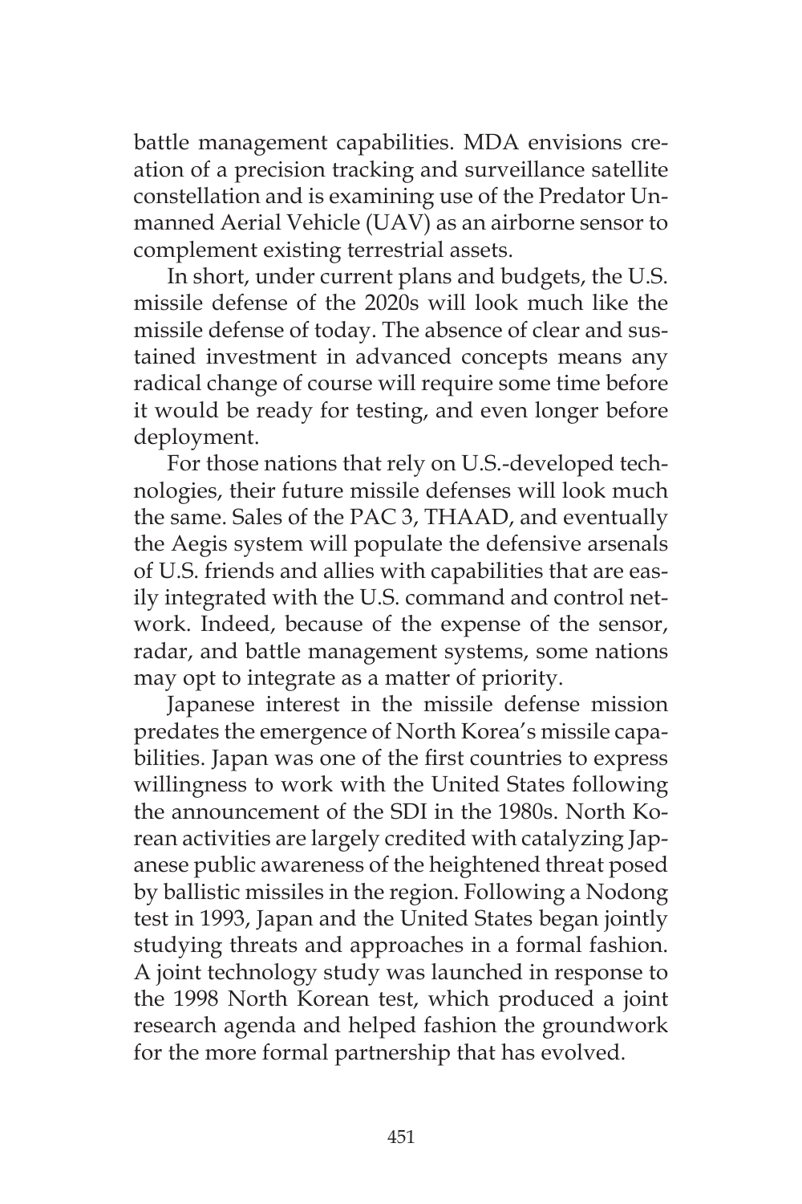battle management capabilities. MDA envisions creation of a precision tracking and surveillance satellite constellation and is examining use of the Predator Unmanned Aerial Vehicle (UAV) as an airborne sensor to complement existing terrestrial assets.

In short, under current plans and budgets, the U.S. missile defense of the 2020s will look much like the missile defense of today. The absence of clear and sustained investment in advanced concepts means any radical change of course will require some time before it would be ready for testing, and even longer before deployment.

For those nations that rely on U.S.-developed technologies, their future missile defenses will look much the same. Sales of the PAC 3, THAAD, and eventually the Aegis system will populate the defensive arsenals of U.S. friends and allies with capabilities that are easily integrated with the U.S. command and control network. Indeed, because of the expense of the sensor, radar, and battle management systems, some nations may opt to integrate as a matter of priority.

Japanese interest in the missile defense mission predates the emergence of North Korea's missile capabilities. Japan was one of the first countries to express willingness to work with the United States following the announcement of the SDI in the 1980s. North Korean activities are largely credited with catalyzing Japanese public awareness of the heightened threat posed by ballistic missiles in the region. Following a Nodong test in 1993, Japan and the United States began jointly studying threats and approaches in a formal fashion. A joint technology study was launched in response to the 1998 North Korean test, which produced a joint research agenda and helped fashion the groundwork for the more formal partnership that has evolved.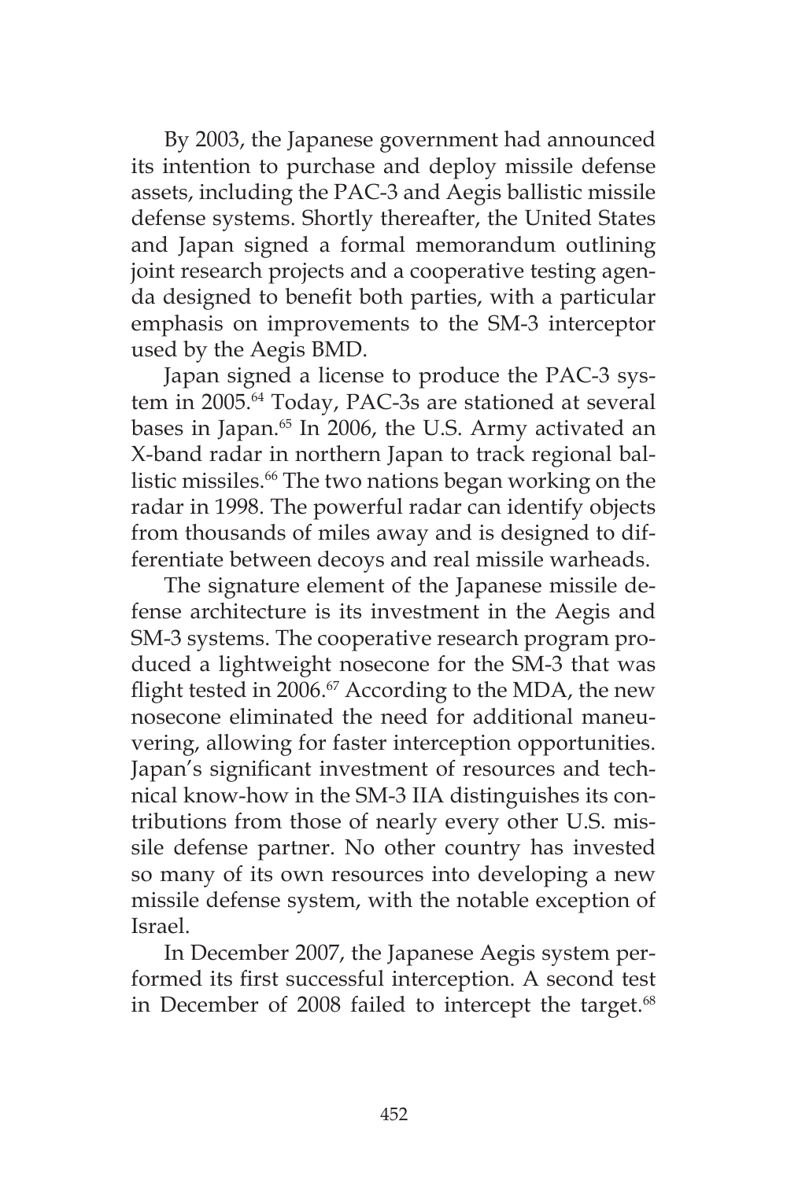By 2003, the Japanese government had announced its intention to purchase and deploy missile defense assets, including the PAC-3 and Aegis ballistic missile defense systems. Shortly thereafter, the United States and Japan signed a formal memorandum outlining joint research projects and a cooperative testing agenda designed to benefit both parties, with a particular emphasis on improvements to the SM-3 interceptor used by the Aegis BMD.

Japan signed a license to produce the PAC-3 system in 2005.[64] Today, PAC-3s are stationed at several bases in Japan.[65] In 2006, the U.S. Army activated an X-band radar in northern Japan to track regional ballistic missiles.[66] The two nations began working on the radar in 1998. The powerful radar can identify objects from thousands of miles away and is designed to differentiate between decoys and real missile warheads.

The signature element of the Japanese missile defense architecture is its investment in the Aegis and SM-3 systems. The cooperative research program produced a lightweight nosecone for the SM-3 that was flight tested in 2006.[67] According to the MDA, the new nosecone eliminated the need for additional maneuvering, allowing for faster interception opportunities. Japan's significant investment of resources and technical know-how in the SM-3 IIA distinguishes its contributions from those of nearly every other U.S. missile defense partner. No other country has invested so many of its own resources into developing a new missile defense system, with the notable exception of Israel.

In December 2007, the Japanese Aegis system performed its first successful interception. A second test in December of 2008 failed to intercept the target.[68]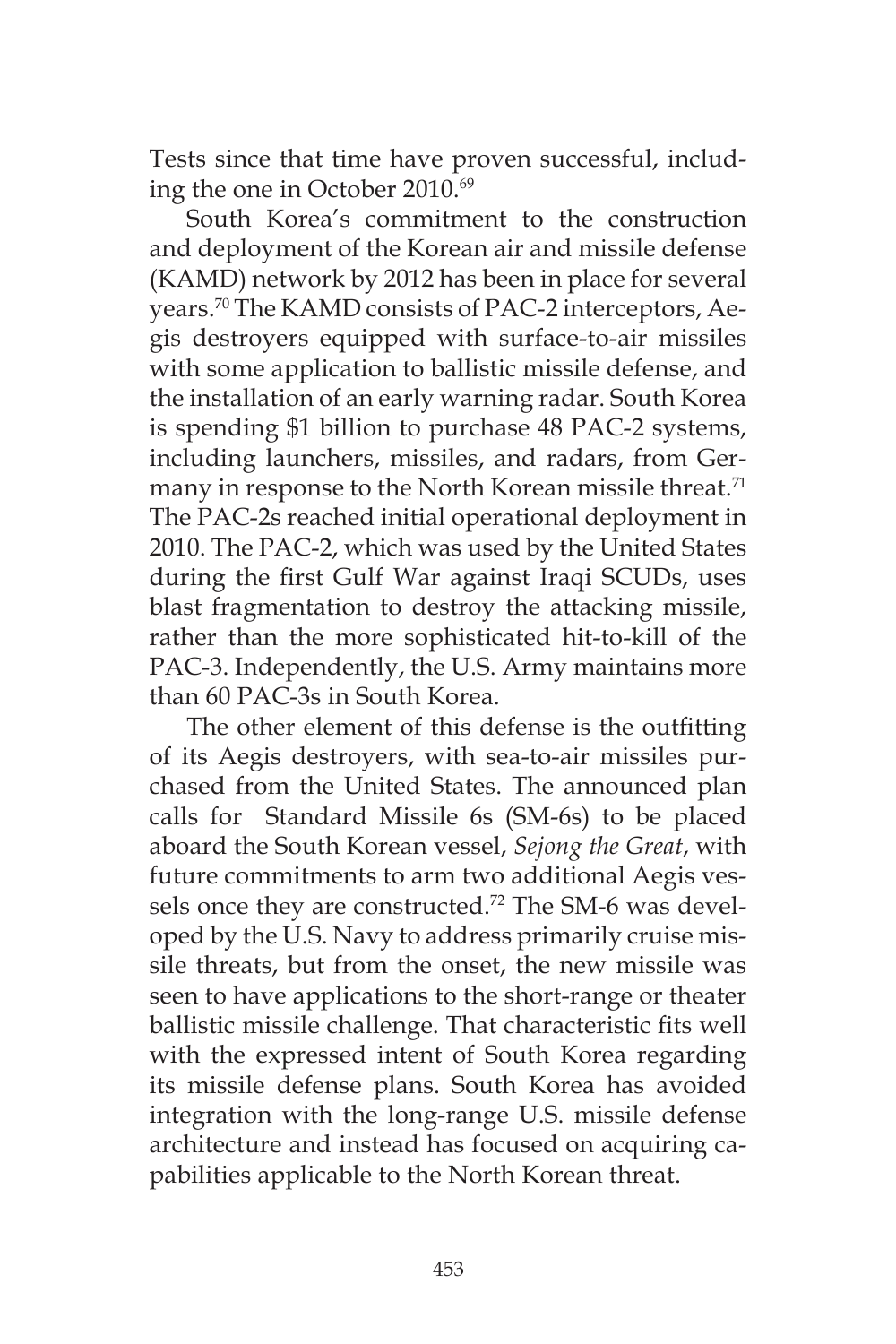Tests since that time have proven successful, including the one in October 2010.[69]

South Korea's commitment to the construction and deployment of the Korean air and missile defense (KAMD) network by 2012 has been in place for several years.[70] The KAMD consists of PAC-2 interceptors, Aegis destroyers equipped with surface-to-air missiles with some application to ballistic missile defense, and the installation of an early warning radar. South Korea is spending $1 billion to purchase 48 PAC-2 systems, including launchers, missiles, and radars, from Germany in response to the North Korean missile threat.[71] The PAC-2s reached initial operational deployment in 2010. The PAC-2, which was used by the United States during the first Gulf War against Iraqi SCUDs, uses blast fragmentation to destroy the attacking missile, rather than the more sophisticated hit-to-kill of the PAC-3. Independently, the U.S. Army maintains more than 60 PAC-3s in South Korea.

The other element of this defense is the outfitting of its Aegis destroyers, with sea-to-air missiles purchased from the United States. The announced plan calls for Standard Missile 6s (SM-6s) to be placed aboard the South Korean vessel, *Sejong the Great*, with future commitments to arm two additional Aegis vessels once they are constructed.[72] The SM-6 was developed by the U.S. Navy to address primarily cruise missile threats, but from the onset, the new missile was seen to have applications to the short-range or theater ballistic missile challenge. That characteristic fits well with the expressed intent of South Korea regarding its missile defense plans. South Korea has avoided integration with the long-range U.S. missile defense architecture and instead has focused on acquiring capabilities applicable to the North Korean threat.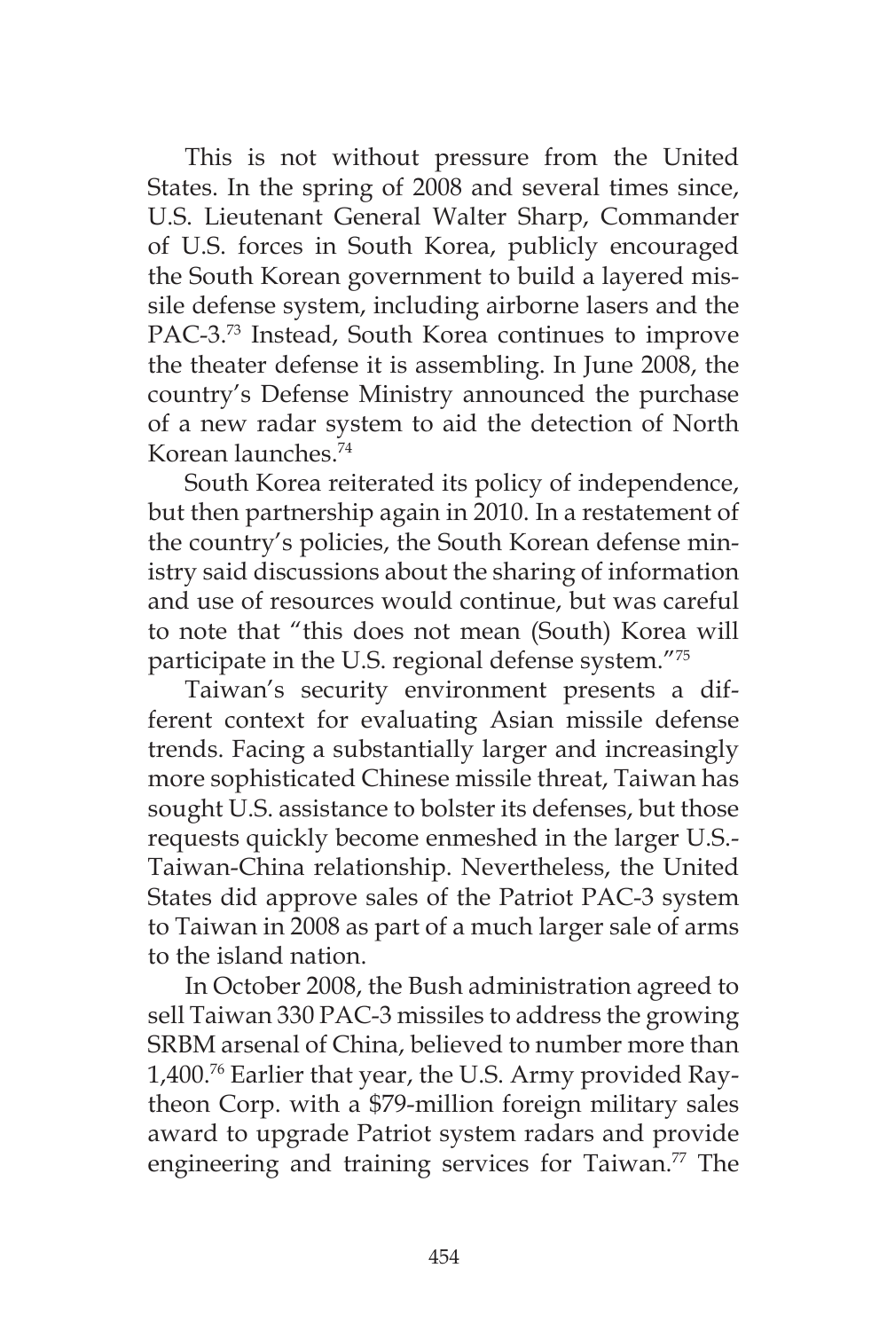This is not without pressure from the United States. In the spring of 2008 and several times since, U.S. Lieutenant General Walter Sharp, Commander of U.S. forces in South Korea, publicly encouraged the South Korean government to build a layered missile defense system, including airborne lasers and the PAC-3.[73] Instead, South Korea continues to improve the theater defense it is assembling. In June 2008, the country's Defense Ministry announced the purchase of a new radar system to aid the detection of North Korean launches.[74]

South Korea reiterated its policy of independence, but then partnership again in 2010. In a restatement of the country's policies, the South Korean defense ministry said discussions about the sharing of information and use of resources would continue, but was careful to note that "this does not mean (South) Korea will participate in the U.S. regional defense system."[75]

Taiwan's security environment presents a different context for evaluating Asian missile defense trends. Facing a substantially larger and increasingly more sophisticated Chinese missile threat, Taiwan has sought U.S. assistance to bolster its defenses, but those requests quickly become enmeshed in the larger U.S.-Taiwan-China relationship. Nevertheless, the United States did approve sales of the Patriot PAC-3 system to Taiwan in 2008 as part of a much larger sale of arms to the island nation.

In October 2008, the Bush administration agreed to sell Taiwan 330 PAC-3 missiles to address the growing SRBM arsenal of China, believed to number more than 1,400.[76] Earlier that year, the U.S. Army provided Raytheon Corp. with a $79-million foreign military sales award to upgrade Patriot system radars and provide engineering and training services for Taiwan.[77] The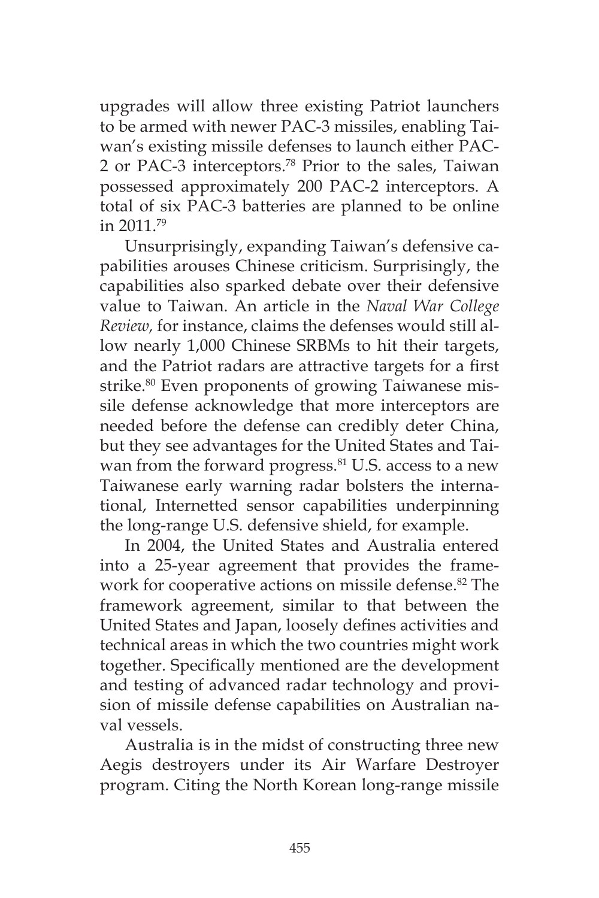upgrades will allow three existing Patriot launchers to be armed with newer PAC-3 missiles, enabling Taiwan's existing missile defenses to launch either PAC-2 or PAC-3 interceptors.[78] Prior to the sales, Taiwan possessed approximately 200 PAC-2 interceptors. A total of six PAC-3 batteries are planned to be online in 2011.[79]

Unsurprisingly, expanding Taiwan's defensive capabilities arouses Chinese criticism. Surprisingly, the capabilities also sparked debate over their defensive value to Taiwan. An article in the *Naval War College Review,* for instance, claims the defenses would still allow nearly 1,000 Chinese SRBMs to hit their targets, and the Patriot radars are attractive targets for a first strike.[80] Even proponents of growing Taiwanese missile defense acknowledge that more interceptors are needed before the defense can credibly deter China, but they see advantages for the United States and Taiwan from the forward progress.[81] U.S. access to a new Taiwanese early warning radar bolsters the international, Internetted sensor capabilities underpinning the long-range U.S. defensive shield, for example.

In 2004, the United States and Australia entered into a 25-year agreement that provides the framework for cooperative actions on missile defense.[82] The framework agreement, similar to that between the United States and Japan, loosely defines activities and technical areas in which the two countries might work together. Specifically mentioned are the development and testing of advanced radar technology and provision of missile defense capabilities on Australian naval vessels.

Australia is in the midst of constructing three new Aegis destroyers under its Air Warfare Destroyer program. Citing the North Korean long-range missile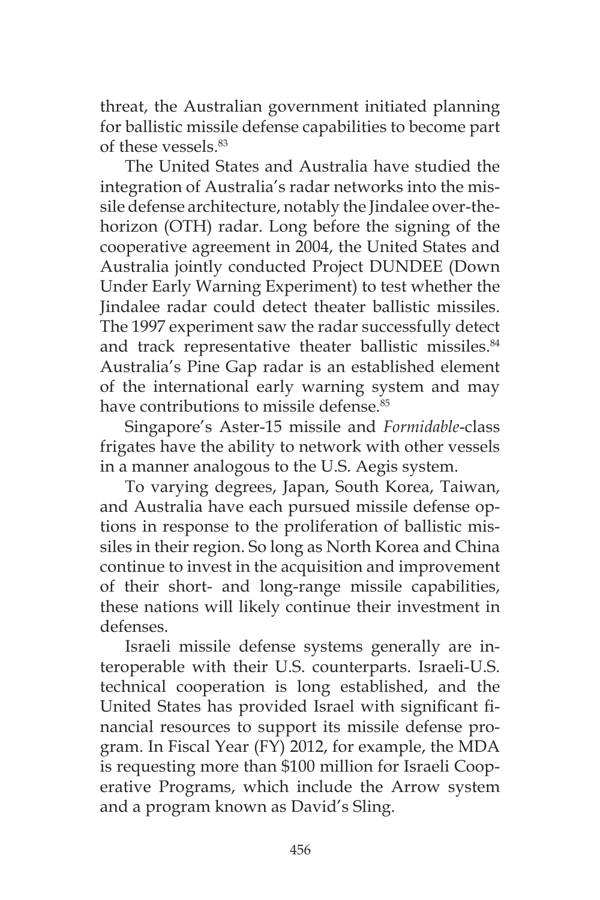threat, the Australian government initiated planning for ballistic missile defense capabilities to become part of these vessels.[83]

The United States and Australia have studied the integration of Australia's radar networks into the missile defense architecture, notably the Jindalee over-the-horizon (OTH) radar. Long before the signing of the cooperative agreement in 2004, the United States and Australia jointly conducted Project DUNDEE (Down Under Early Warning Experiment) to test whether the Jindalee radar could detect theater ballistic missiles. The 1997 experiment saw the radar successfully detect and track representative theater ballistic missiles.[84] Australia's Pine Gap radar is an established element of the international early warning system and may have contributions to missile defense.[85]

Singapore's Aster-15 missile and *Formidable*-class frigates have the ability to network with other vessels in a manner analogous to the U.S. Aegis system.

To varying degrees, Japan, South Korea, Taiwan, and Australia have each pursued missile defense options in response to the proliferation of ballistic missiles in their region. So long as North Korea and China continue to invest in the acquisition and improvement of their short- and long-range missile capabilities, these nations will likely continue their investment in defenses.

Israeli missile defense systems generally are interoperable with their U.S. counterparts. Israeli-U.S. technical cooperation is long established, and the United States has provided Israel with significant financial resources to support its missile defense program. In Fiscal Year (FY) 2012, for example, the MDA is requesting more than $100 million for Israeli Cooperative Programs, which include the Arrow system and a program known as David's Sling.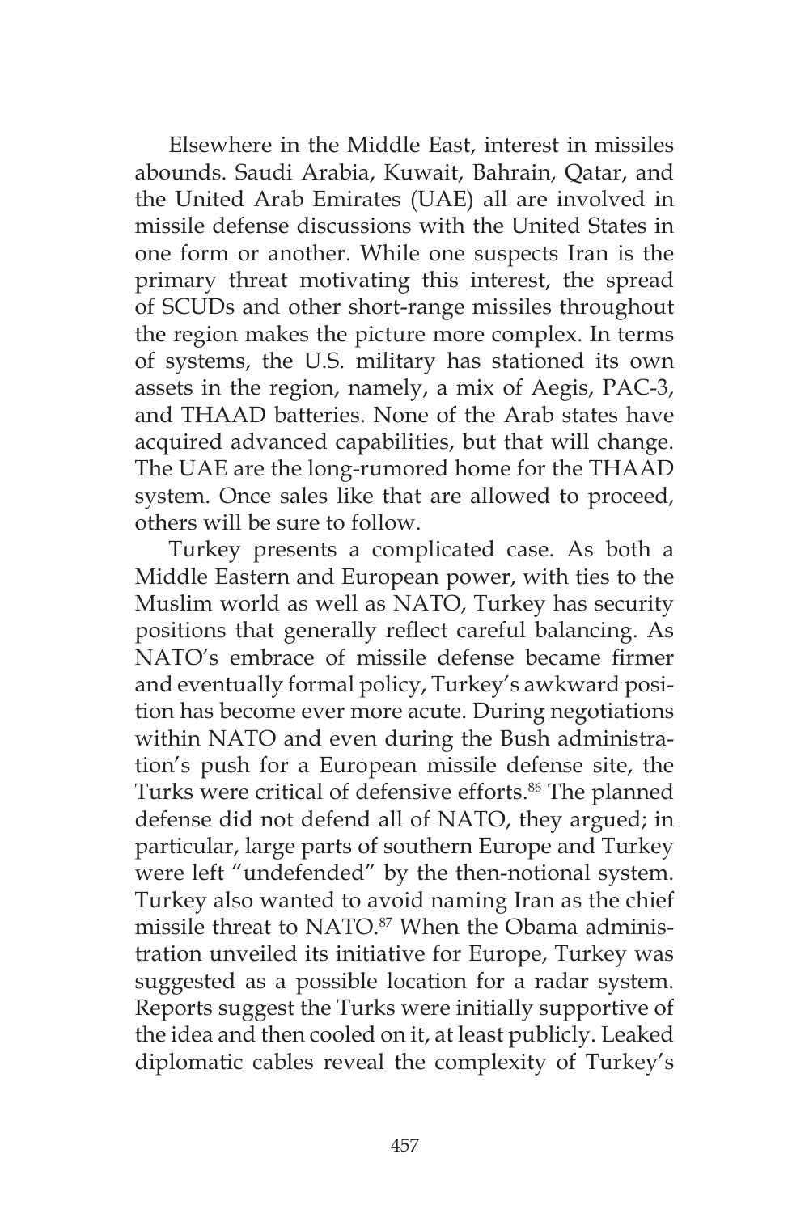Elsewhere in the Middle East, interest in missiles abounds. Saudi Arabia, Kuwait, Bahrain, Qatar, and the United Arab Emirates (UAE) all are involved in missile defense discussions with the United States in one form or another. While one suspects Iran is the primary threat motivating this interest, the spread of SCUDs and other short-range missiles throughout the region makes the picture more complex. In terms of systems, the U.S. military has stationed its own assets in the region, namely, a mix of Aegis, PAC-3, and THAAD batteries. None of the Arab states have acquired advanced capabilities, but that will change. The UAE are the long-rumored home for the THAAD system. Once sales like that are allowed to proceed, others will be sure to follow.

Turkey presents a complicated case. As both a Middle Eastern and European power, with ties to the Muslim world as well as NATO, Turkey has security positions that generally reflect careful balancing. As NATO's embrace of missile defense became firmer and eventually formal policy, Turkey's awkward position has become ever more acute. During negotiations within NATO and even during the Bush administration's push for a European missile defense site, the Turks were critical of defensive efforts.[86] The planned defense did not defend all of NATO, they argued; in particular, large parts of southern Europe and Turkey were left "undefended" by the then-notional system. Turkey also wanted to avoid naming Iran as the chief missile threat to NATO.[87] When the Obama administration unveiled its initiative for Europe, Turkey was suggested as a possible location for a radar system. Reports suggest the Turks were initially supportive of the idea and then cooled on it, at least publicly. Leaked diplomatic cables reveal the complexity of Turkey's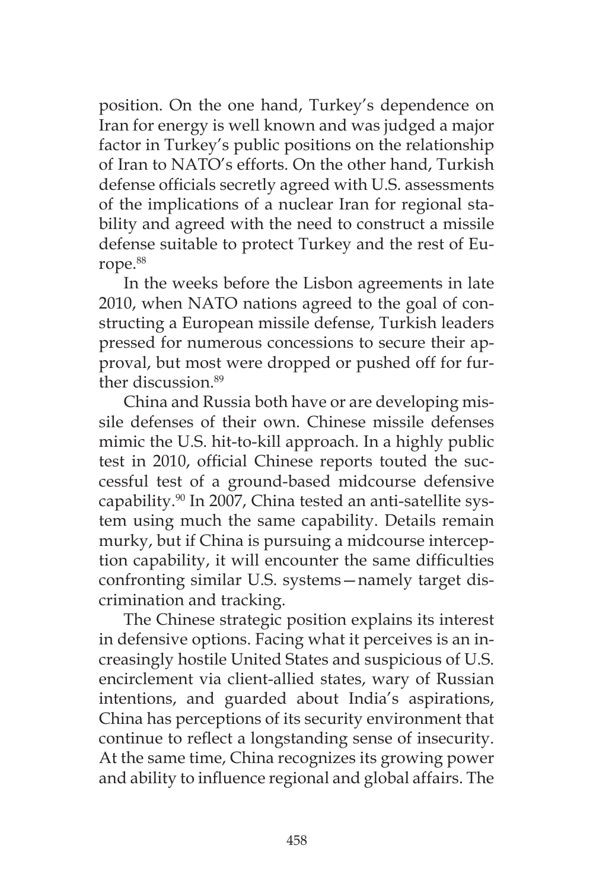position. On the one hand, Turkey's dependence on Iran for energy is well known and was judged a major factor in Turkey's public positions on the relationship of Iran to NATO's efforts. On the other hand, Turkish defense officials secretly agreed with U.S. assessments of the implications of a nuclear Iran for regional stability and agreed with the need to construct a missile defense suitable to protect Turkey and the rest of Europe.[88]

In the weeks before the Lisbon agreements in late 2010, when NATO nations agreed to the goal of constructing a European missile defense, Turkish leaders pressed for numerous concessions to secure their approval, but most were dropped or pushed off for further discussion.[89]

China and Russia both have or are developing missile defenses of their own. Chinese missile defenses mimic the U.S. hit-to-kill approach. In a highly public test in 2010, official Chinese reports touted the successful test of a ground-based midcourse defensive capability.[90] In 2007, China tested an anti-satellite system using much the same capability. Details remain murky, but if China is pursuing a midcourse interception capability, it will encounter the same difficulties confronting similar U.S. systems—namely target discrimination and tracking.

The Chinese strategic position explains its interest in defensive options. Facing what it perceives is an increasingly hostile United States and suspicious of U.S. encirclement via client-allied states, wary of Russian intentions, and guarded about India's aspirations, China has perceptions of its security environment that continue to reflect a longstanding sense of insecurity. At the same time, China recognizes its growing power and ability to influence regional and global affairs. The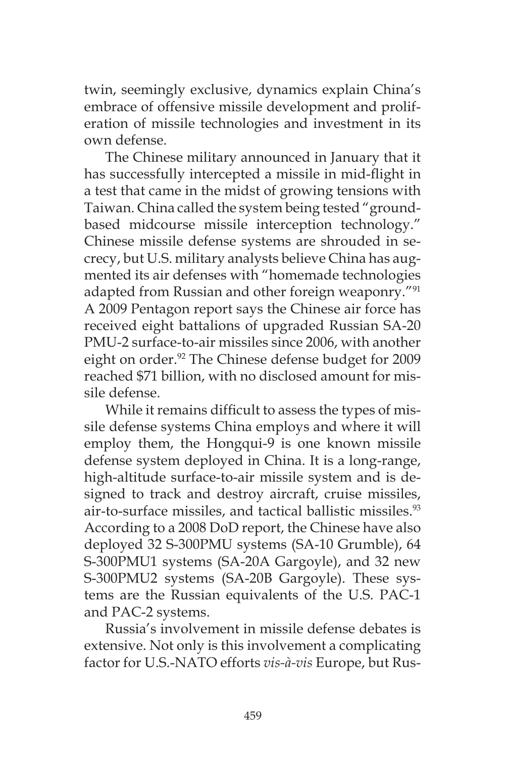twin, seemingly exclusive, dynamics explain China's embrace of offensive missile development and proliferation of missile technologies and investment in its own defense.

The Chinese military announced in January that it has successfully intercepted a missile in mid-flight in a test that came in the midst of growing tensions with Taiwan. China called the system being tested "ground-based midcourse missile interception technology." Chinese missile defense systems are shrouded in secrecy, but U.S. military analysts believe China has augmented its air defenses with "homemade technologies adapted from Russian and other foreign weaponry."[91] A 2009 Pentagon report says the Chinese air force has received eight battalions of upgraded Russian SA-20 PMU-2 surface-to-air missiles since 2006, with another eight on order.[92] The Chinese defense budget for 2009 reached $71 billion, with no disclosed amount for missile defense.

While it remains difficult to assess the types of missile defense systems China employs and where it will employ them, the Hongqui-9 is one known missile defense system deployed in China. It is a long-range, high-altitude surface-to-air missile system and is designed to track and destroy aircraft, cruise missiles, air-to-surface missiles, and tactical ballistic missiles.[93] According to a 2008 DoD report, the Chinese have also deployed 32 S-300PMU systems (SA-10 Grumble), 64 S-300PMU1 systems (SA-20A Gargoyle), and 32 new S-300PMU2 systems (SA-20B Gargoyle). These systems are the Russian equivalents of the U.S. PAC-1 and PAC-2 systems.

Russia's involvement in missile defense debates is extensive. Not only is this involvement a complicating factor for U.S.-NATO efforts *vis-à-vis* Europe, but Rus-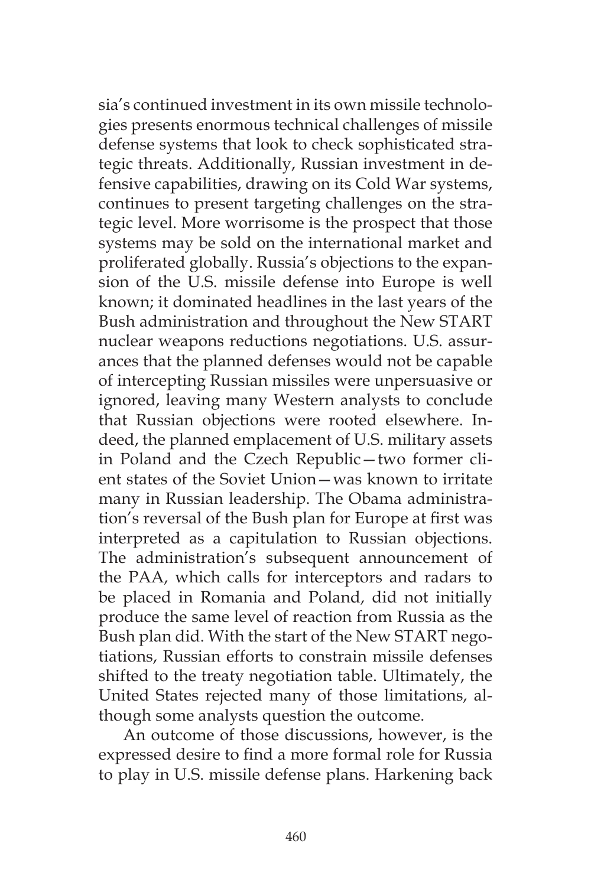sia's continued investment in its own missile technologies presents enormous technical challenges of missile defense systems that look to check sophisticated strategic threats. Additionally, Russian investment in defensive capabilities, drawing on its Cold War systems, continues to present targeting challenges on the strategic level. More worrisome is the prospect that those systems may be sold on the international market and proliferated globally. Russia's objections to the expansion of the U.S. missile defense into Europe is well known; it dominated headlines in the last years of the Bush administration and throughout the New START nuclear weapons reductions negotiations. U.S. assurances that the planned defenses would not be capable of intercepting Russian missiles were unpersuasive or ignored, leaving many Western analysts to conclude that Russian objections were rooted elsewhere. Indeed, the planned emplacement of U.S. military assets in Poland and the Czech Republic—two former client states of the Soviet Union—was known to irritate many in Russian leadership. The Obama administration's reversal of the Bush plan for Europe at first was interpreted as a capitulation to Russian objections. The administration's subsequent announcement of the PAA, which calls for interceptors and radars to be placed in Romania and Poland, did not initially produce the same level of reaction from Russia as the Bush plan did. With the start of the New START negotiations, Russian efforts to constrain missile defenses shifted to the treaty negotiation table. Ultimately, the United States rejected many of those limitations, although some analysts question the outcome.

An outcome of those discussions, however, is the expressed desire to find a more formal role for Russia to play in U.S. missile defense plans. Harkening back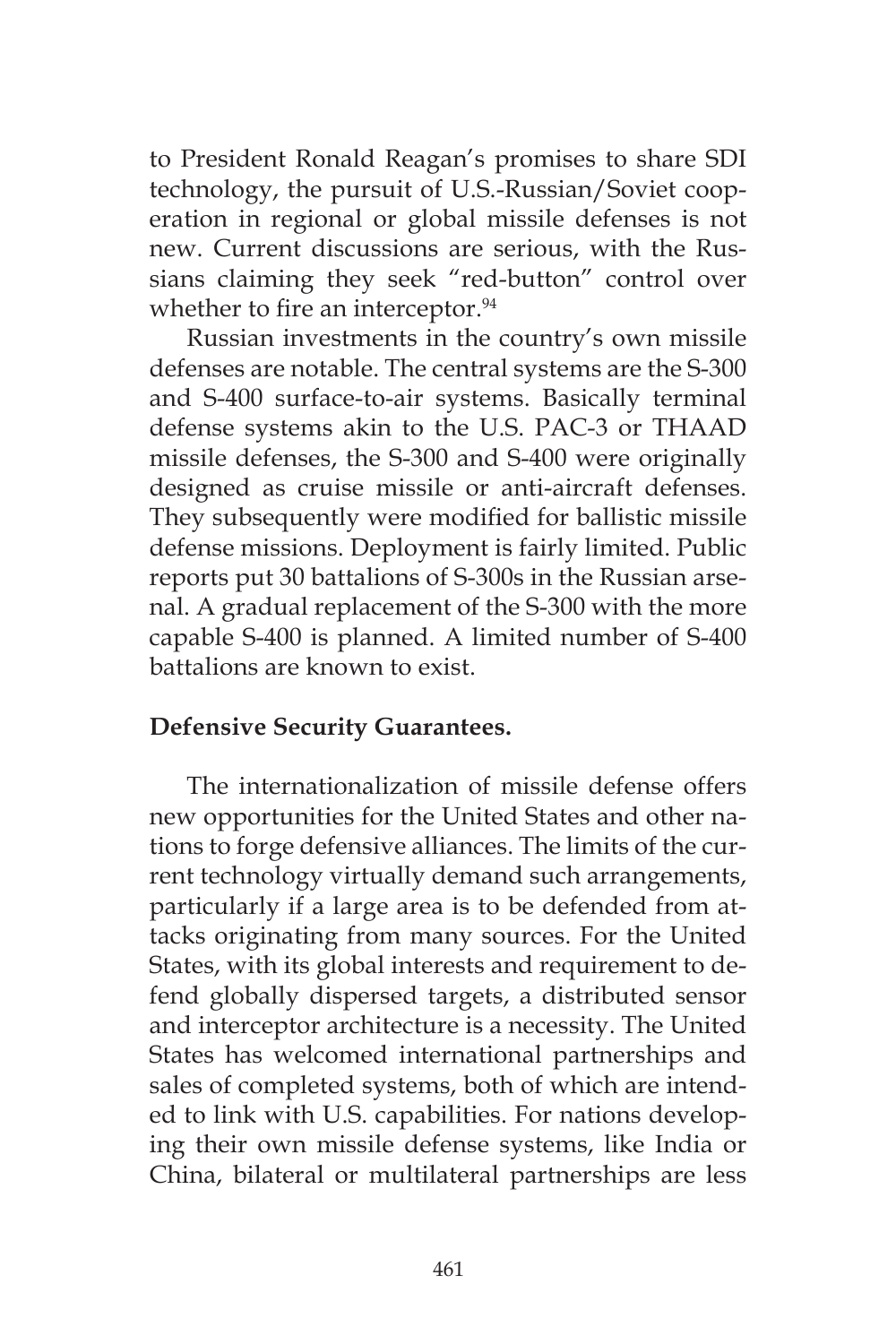to President Ronald Reagan's promises to share SDI technology, the pursuit of U.S.-Russian/Soviet cooperation in regional or global missile defenses is not new. Current discussions are serious, with the Russians claiming they seek "red-button" control over whether to fire an interceptor.[94]

Russian investments in the country's own missile defenses are notable. The central systems are the S-300 and S-400 surface-to-air systems. Basically terminal defense systems akin to the U.S. PAC-3 or THAAD missile defenses, the S-300 and S-400 were originally designed as cruise missile or anti-aircraft defenses. They subsequently were modified for ballistic missile defense missions. Deployment is fairly limited. Public reports put 30 battalions of S-300s in the Russian arsenal. A gradual replacement of the S-300 with the more capable S-400 is planned. A limited number of S-400 battalions are known to exist.

**Defensive Security Guarantees.**

The internationalization of missile defense offers new opportunities for the United States and other nations to forge defensive alliances. The limits of the current technology virtually demand such arrangements, particularly if a large area is to be defended from attacks originating from many sources. For the United States, with its global interests and requirement to defend globally dispersed targets, a distributed sensor and interceptor architecture is a necessity. The United States has welcomed international partnerships and sales of completed systems, both of which are intended to link with U.S. capabilities. For nations developing their own missile defense systems, like India or China, bilateral or multilateral partnerships are less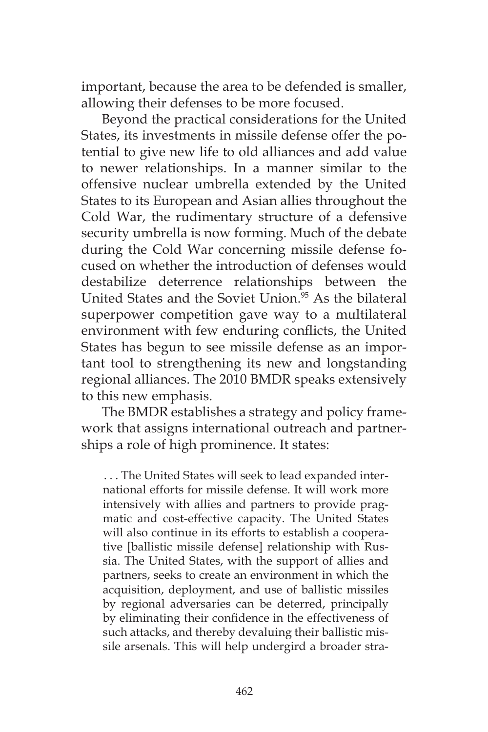important, because the area to be defended is smaller, allowing their defenses to be more focused.

Beyond the practical considerations for the United States, its investments in missile defense offer the potential to give new life to old alliances and add value to newer relationships. In a manner similar to the offensive nuclear umbrella extended by the United States to its European and Asian allies throughout the Cold War, the rudimentary structure of a defensive security umbrella is now forming. Much of the debate during the Cold War concerning missile defense focused on whether the introduction of defenses would destabilize deterrence relationships between the United States and the Soviet Union.[95] As the bilateral superpower competition gave way to a multilateral environment with few enduring conflicts, the United States has begun to see missile defense as an important tool to strengthening its new and longstanding regional alliances. The 2010 BMDR speaks extensively to this new emphasis.

The BMDR establishes a strategy and policy framework that assigns international outreach and partnerships a role of high prominence. It states:

> . . . The United States will seek to lead expanded international efforts for missile defense. It will work more intensively with allies and partners to provide pragmatic and cost-effective capacity. The United States will also continue in its efforts to establish a cooperative [ballistic missile defense] relationship with Russia. The United States, with the support of allies and partners, seeks to create an environment in which the acquisition, deployment, and use of ballistic missiles by regional adversaries can be deterred, principally by eliminating their confidence in the effectiveness of such attacks, and thereby devaluing their ballistic missile arsenals. This will help undergird a broader stra-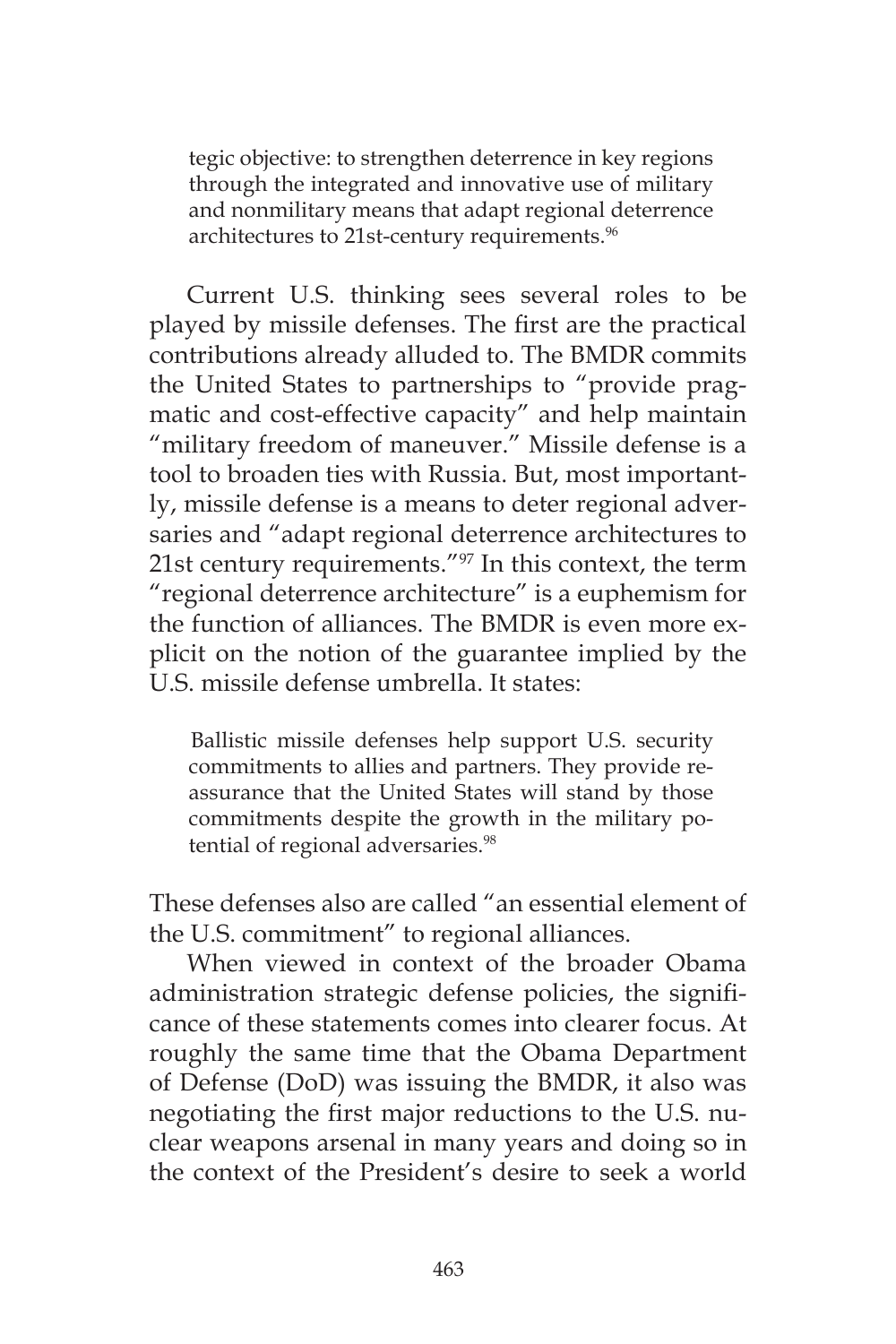> tegic objective: to strengthen deterrence in key regions through the integrated and innovative use of military and nonmilitary means that adapt regional deterrence architectures to 21st-century requirements.[96]

Current U.S. thinking sees several roles to be played by missile defenses. The first are the practical contributions already alluded to. The BMDR commits the United States to partnerships to "provide pragmatic and cost-effective capacity" and help maintain "military freedom of maneuver." Missile defense is a tool to broaden ties with Russia. But, most importantly, missile defense is a means to deter regional adversaries and "adapt regional deterrence architectures to 21st century requirements."[97] In this context, the term "regional deterrence architecture" is a euphemism for the function of alliances. The BMDR is even more explicit on the notion of the guarantee implied by the U.S. missile defense umbrella. It states:

> Ballistic missile defenses help support U.S. security commitments to allies and partners. They provide reassurance that the United States will stand by those commitments despite the growth in the military potential of regional adversaries.[98]

These defenses also are called "an essential element of the U.S. commitment" to regional alliances.

When viewed in context of the broader Obama administration strategic defense policies, the significance of these statements comes into clearer focus. At roughly the same time that the Obama Department of Defense (DoD) was issuing the BMDR, it also was negotiating the first major reductions to the U.S. nuclear weapons arsenal in many years and doing so in the context of the President's desire to seek a world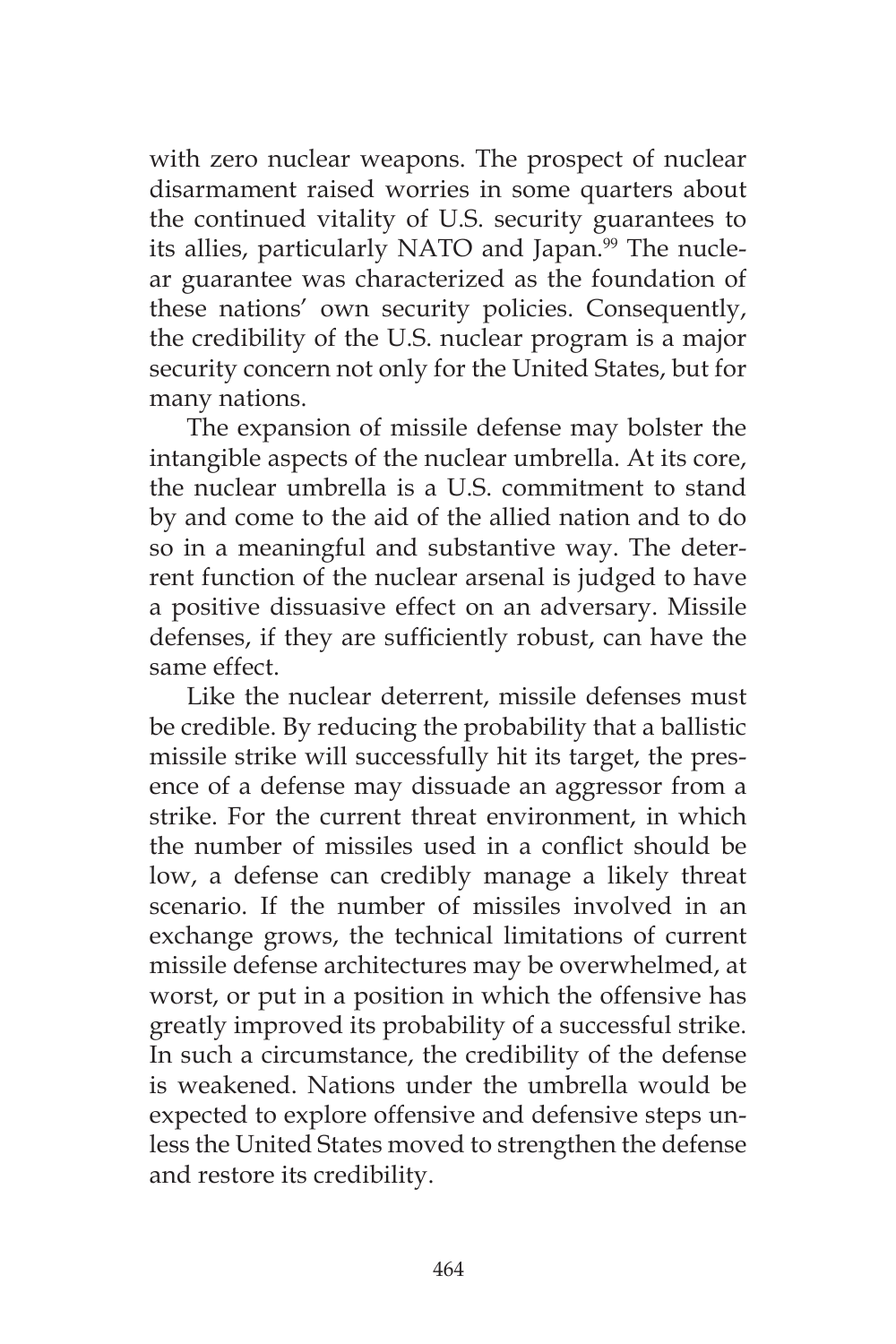with zero nuclear weapons. The prospect of nuclear disarmament raised worries in some quarters about the continued vitality of U.S. security guarantees to its allies, particularly NATO and Japan.[99] The nuclear guarantee was characterized as the foundation of these nations' own security policies. Consequently, the credibility of the U.S. nuclear program is a major security concern not only for the United States, but for many nations.

The expansion of missile defense may bolster the intangible aspects of the nuclear umbrella. At its core, the nuclear umbrella is a U.S. commitment to stand by and come to the aid of the allied nation and to do so in a meaningful and substantive way. The deterrent function of the nuclear arsenal is judged to have a positive dissuasive effect on an adversary. Missile defenses, if they are sufficiently robust, can have the same effect.

Like the nuclear deterrent, missile defenses must be credible. By reducing the probability that a ballistic missile strike will successfully hit its target, the presence of a defense may dissuade an aggressor from a strike. For the current threat environment, in which the number of missiles used in a conflict should be low, a defense can credibly manage a likely threat scenario. If the number of missiles involved in an exchange grows, the technical limitations of current missile defense architectures may be overwhelmed, at worst, or put in a position in which the offensive has greatly improved its probability of a successful strike. In such a circumstance, the credibility of the defense is weakened. Nations under the umbrella would be expected to explore offensive and defensive steps unless the United States moved to strengthen the defense and restore its credibility.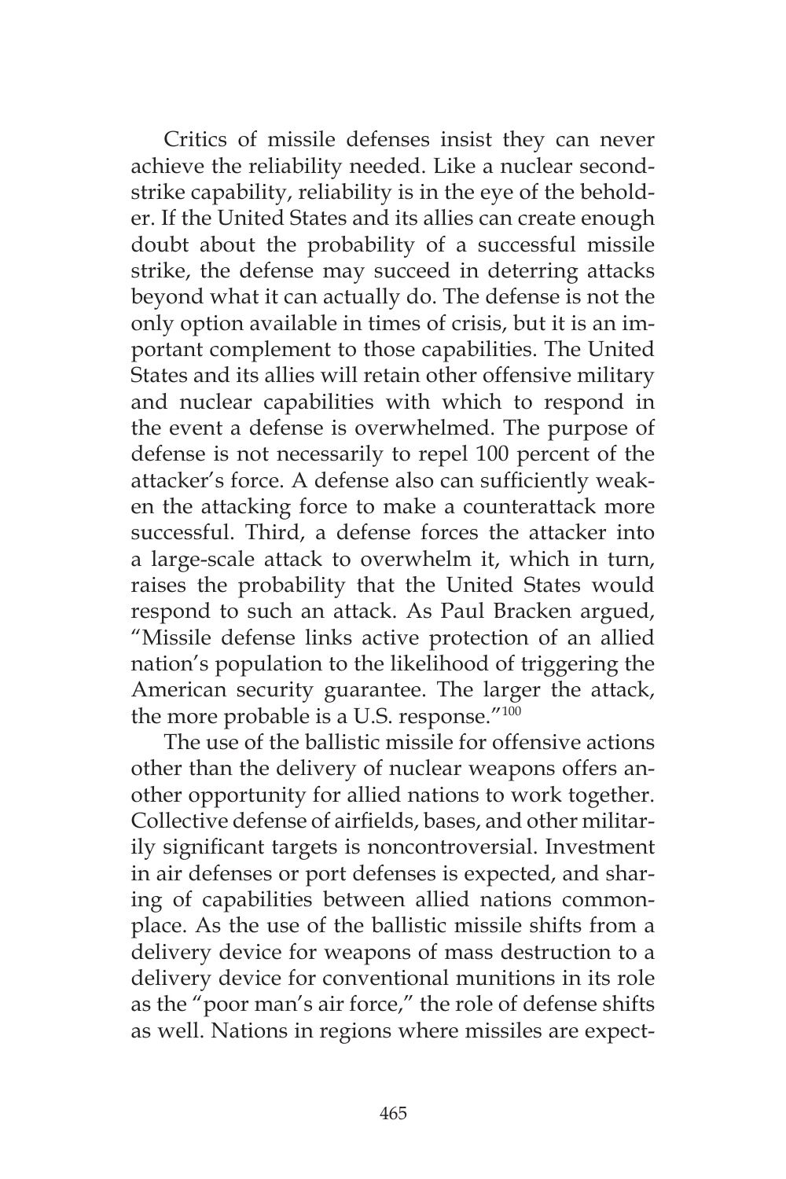Critics of missile defenses insist they can never achieve the reliability needed. Like a nuclear second-strike capability, reliability is in the eye of the beholder. If the United States and its allies can create enough doubt about the probability of a successful missile strike, the defense may succeed in deterring attacks beyond what it can actually do. The defense is not the only option available in times of crisis, but it is an important complement to those capabilities. The United States and its allies will retain other offensive military and nuclear capabilities with which to respond in the event a defense is overwhelmed. The purpose of defense is not necessarily to repel 100 percent of the attacker's force. A defense also can sufficiently weaken the attacking force to make a counterattack more successful. Third, a defense forces the attacker into a large-scale attack to overwhelm it, which in turn, raises the probability that the United States would respond to such an attack. As Paul Bracken argued, "Missile defense links active protection of an allied nation's population to the likelihood of triggering the American security guarantee. The larger the attack, the more probable is a U.S. response."[100]

The use of the ballistic missile for offensive actions other than the delivery of nuclear weapons offers another opportunity for allied nations to work together. Collective defense of airfields, bases, and other militarily significant targets is noncontroversial. Investment in air defenses or port defenses is expected, and sharing of capabilities between allied nations commonplace. As the use of the ballistic missile shifts from a delivery device for weapons of mass destruction to a delivery device for conventional munitions in its role as the "poor man's air force," the role of defense shifts as well. Nations in regions where missiles are expect-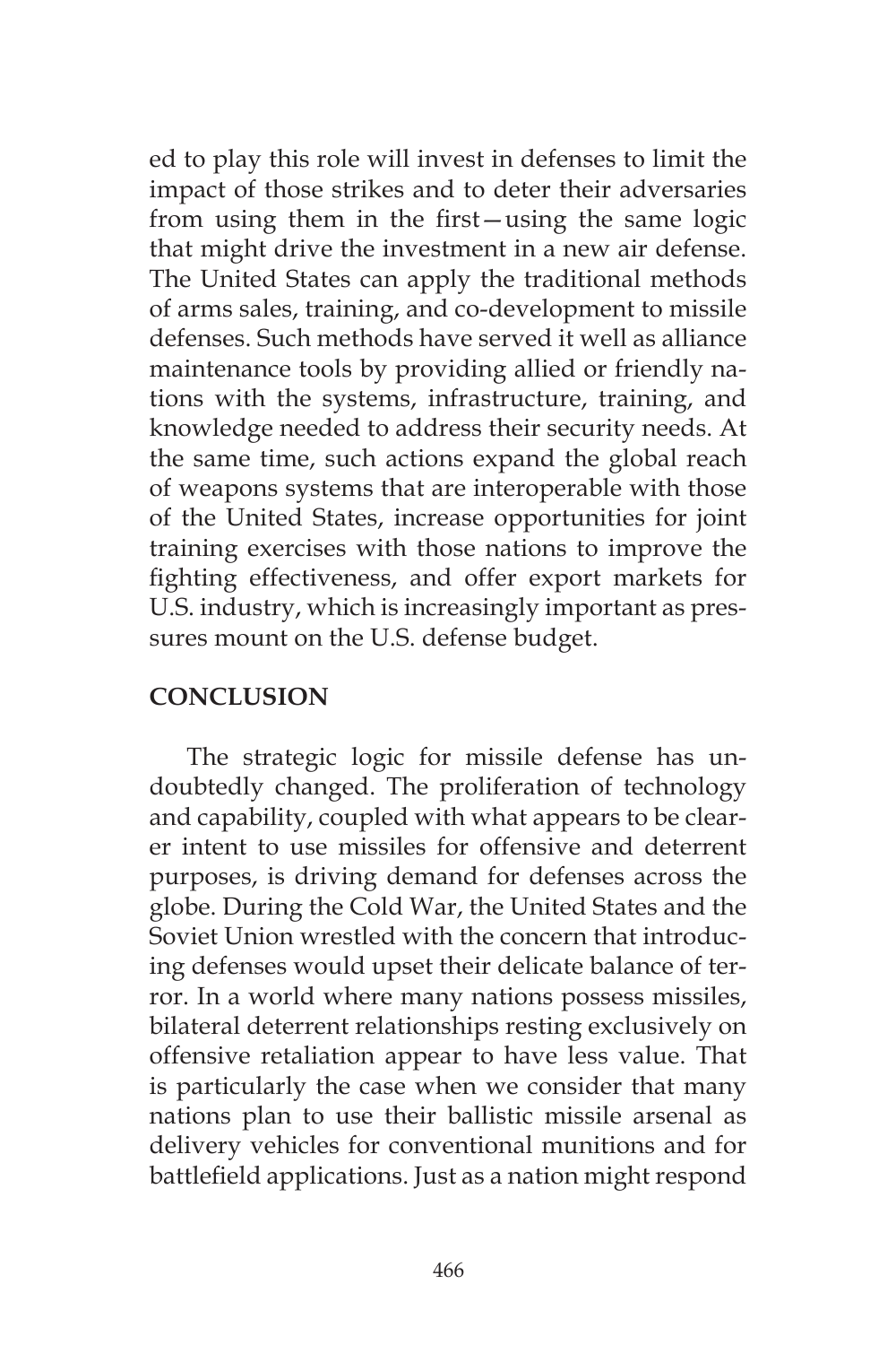ed to play this role will invest in defenses to limit the impact of those strikes and to deter their adversaries from using them in the first—using the same logic that might drive the investment in a new air defense. The United States can apply the traditional methods of arms sales, training, and co-development to missile defenses. Such methods have served it well as alliance maintenance tools by providing allied or friendly nations with the systems, infrastructure, training, and knowledge needed to address their security needs. At the same time, such actions expand the global reach of weapons systems that are interoperable with those of the United States, increase opportunities for joint training exercises with those nations to improve the fighting effectiveness, and offer export markets for U.S. industry, which is increasingly important as pressures mount on the U.S. defense budget.

## CONCLUSION

The strategic logic for missile defense has undoubtedly changed. The proliferation of technology and capability, coupled with what appears to be clearer intent to use missiles for offensive and deterrent purposes, is driving demand for defenses across the globe. During the Cold War, the United States and the Soviet Union wrestled with the concern that introducing defenses would upset their delicate balance of terror. In a world where many nations possess missiles, bilateral deterrent relationships resting exclusively on offensive retaliation appear to have less value. That is particularly the case when we consider that many nations plan to use their ballistic missile arsenal as delivery vehicles for conventional munitions and for battlefield applications. Just as a nation might respond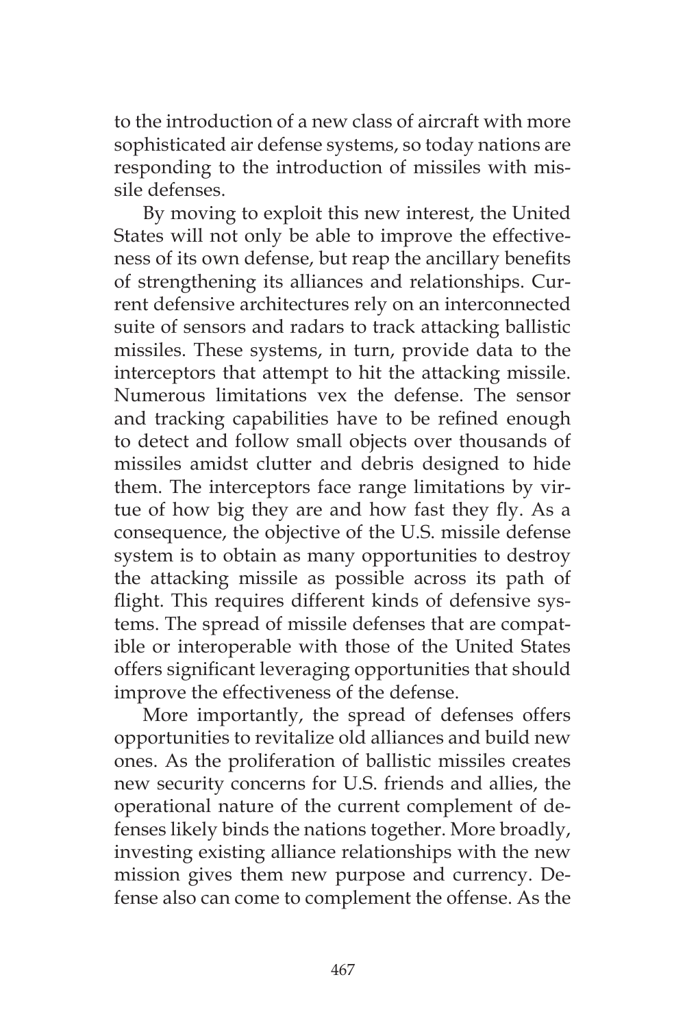to the introduction of a new class of aircraft with more sophisticated air defense systems, so today nations are responding to the introduction of missiles with missile defenses.

By moving to exploit this new interest, the United States will not only be able to improve the effectiveness of its own defense, but reap the ancillary benefits of strengthening its alliances and relationships. Current defensive architectures rely on an interconnected suite of sensors and radars to track attacking ballistic missiles. These systems, in turn, provide data to the interceptors that attempt to hit the attacking missile. Numerous limitations vex the defense. The sensor and tracking capabilities have to be refined enough to detect and follow small objects over thousands of missiles amidst clutter and debris designed to hide them. The interceptors face range limitations by virtue of how big they are and how fast they fly. As a consequence, the objective of the U.S. missile defense system is to obtain as many opportunities to destroy the attacking missile as possible across its path of flight. This requires different kinds of defensive systems. The spread of missile defenses that are compatible or interoperable with those of the United States offers significant leveraging opportunities that should improve the effectiveness of the defense.

More importantly, the spread of defenses offers opportunities to revitalize old alliances and build new ones. As the proliferation of ballistic missiles creates new security concerns for U.S. friends and allies, the operational nature of the current complement of defenses likely binds the nations together. More broadly, investing existing alliance relationships with the new mission gives them new purpose and currency. Defense also can come to complement the offense. As the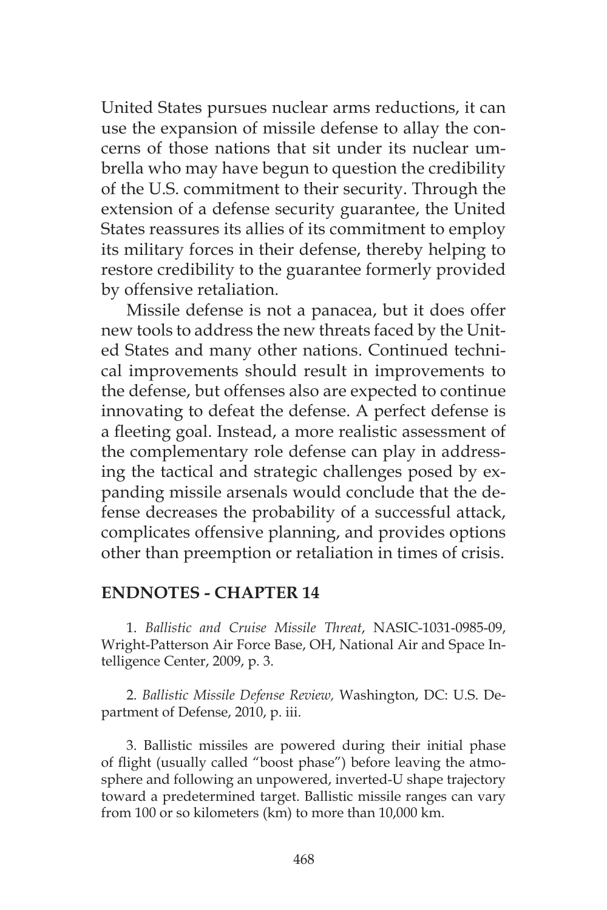United States pursues nuclear arms reductions, it can use the expansion of missile defense to allay the concerns of those nations that sit under its nuclear umbrella who may have begun to question the credibility of the U.S. commitment to their security. Through the extension of a defense security guarantee, the United States reassures its allies of its commitment to employ its military forces in their defense, thereby helping to restore credibility to the guarantee formerly provided by offensive retaliation.

Missile defense is not a panacea, but it does offer new tools to address the new threats faced by the United States and many other nations. Continued technical improvements should result in improvements to the defense, but offenses also are expected to continue innovating to defeat the defense. A perfect defense is a fleeting goal. Instead, a more realistic assessment of the complementary role defense can play in addressing the tactical and strategic challenges posed by expanding missile arsenals would conclude that the defense decreases the probability of a successful attack, complicates offensive planning, and provides options other than preemption or retaliation in times of crisis.

## ENDNOTES - CHAPTER 14

1. *Ballistic and Cruise Missile Threat*, NASIC-1031-0985-09, Wright-Patterson Air Force Base, OH, National Air and Space Intelligence Center, 2009, p. 3.

2. *Ballistic Missile Defense Review,* Washington, DC: U.S. Department of Defense, 2010, p. iii.

3. Ballistic missiles are powered during their initial phase of flight (usually called "boost phase") before leaving the atmosphere and following an unpowered, inverted-U shape trajectory toward a predetermined target. Ballistic missile ranges can vary from 100 or so kilometers (km) to more than 10,000 km.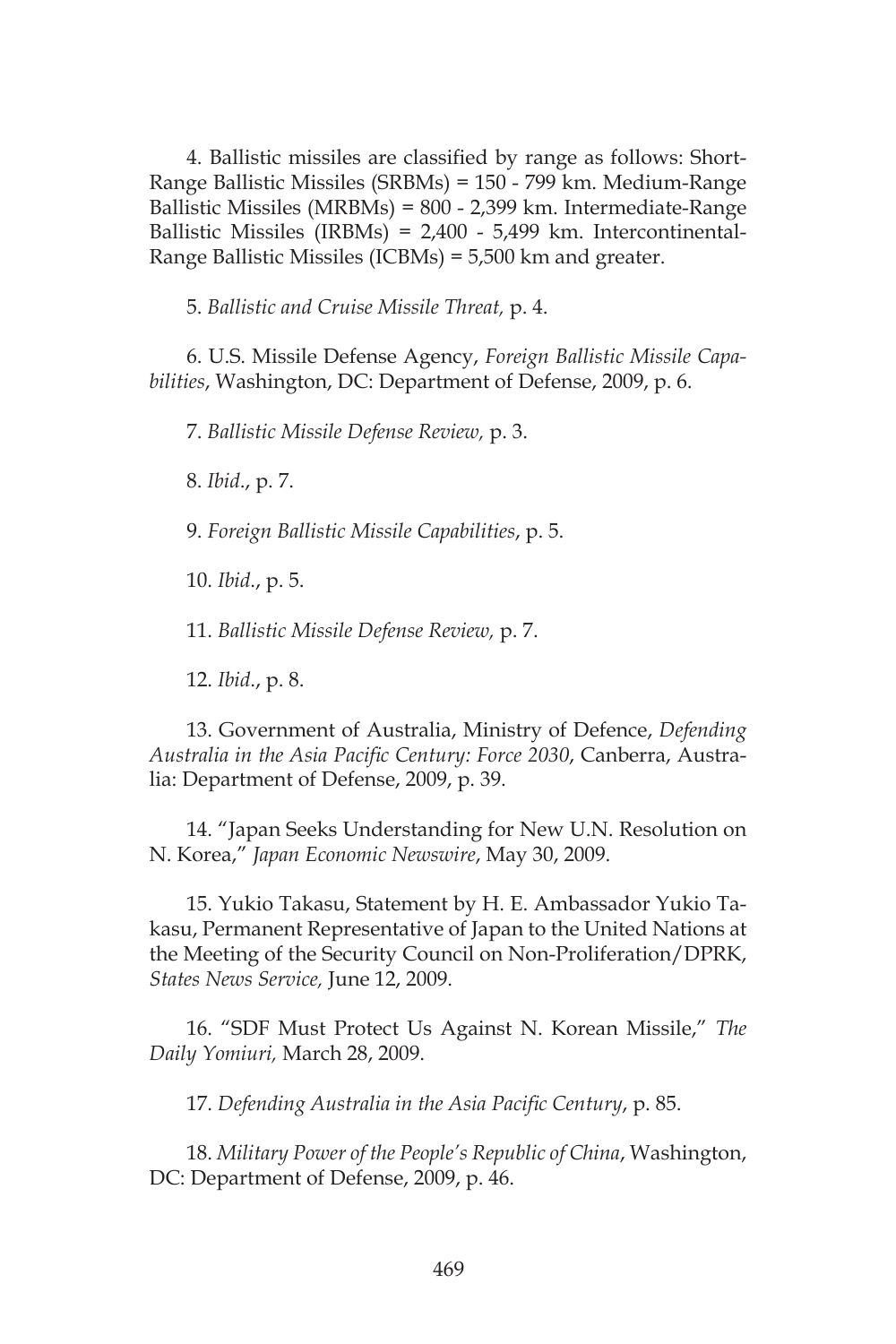4. Ballistic missiles are classified by range as follows: Short-Range Ballistic Missiles (SRBMs) = 150 - 799 km. Medium-Range Ballistic Missiles (MRBMs) = 800 - 2,399 km. Intermediate-Range Ballistic Missiles (IRBMs) = 2,400 - 5,499 km. Intercontinental-Range Ballistic Missiles (ICBMs) = 5,500 km and greater.

5. *Ballistic and Cruise Missile Threat,* p. 4.

6. U.S. Missile Defense Agency, *Foreign Ballistic Missile Capabilities*, Washington, DC: Department of Defense, 2009, p. 6.

7. *Ballistic Missile Defense Review,* p. 3.

8. *Ibid*., p. 7.

9. *Foreign Ballistic Missile Capabilities*, p. 5.

10. *Ibid*., p. 5.

11. *Ballistic Missile Defense Review,* p. 7.

12. *Ibid*., p. 8.

13. Government of Australia, Ministry of Defence, *Defending Australia in the Asia Pacific Century: Force 2030*, Canberra, Australia: Department of Defense, 2009, p. 39.

14. "Japan Seeks Understanding for New U.N. Resolution on N. Korea," *Japan Economic Newswire*, May 30, 2009.

15. Yukio Takasu, Statement by H. E. Ambassador Yukio Takasu, Permanent Representative of Japan to the United Nations at the Meeting of the Security Council on Non-Proliferation/DPRK, *States News Service,* June 12, 2009.

16. "SDF Must Protect Us Against N. Korean Missile," *The Daily Yomiuri,* March 28, 2009.

17. *Defending Australia in the Asia Pacific Century*, p. 85.

18. *Military Power of the People's Republic of China*, Washington, DC: Department of Defense, 2009, p. 46.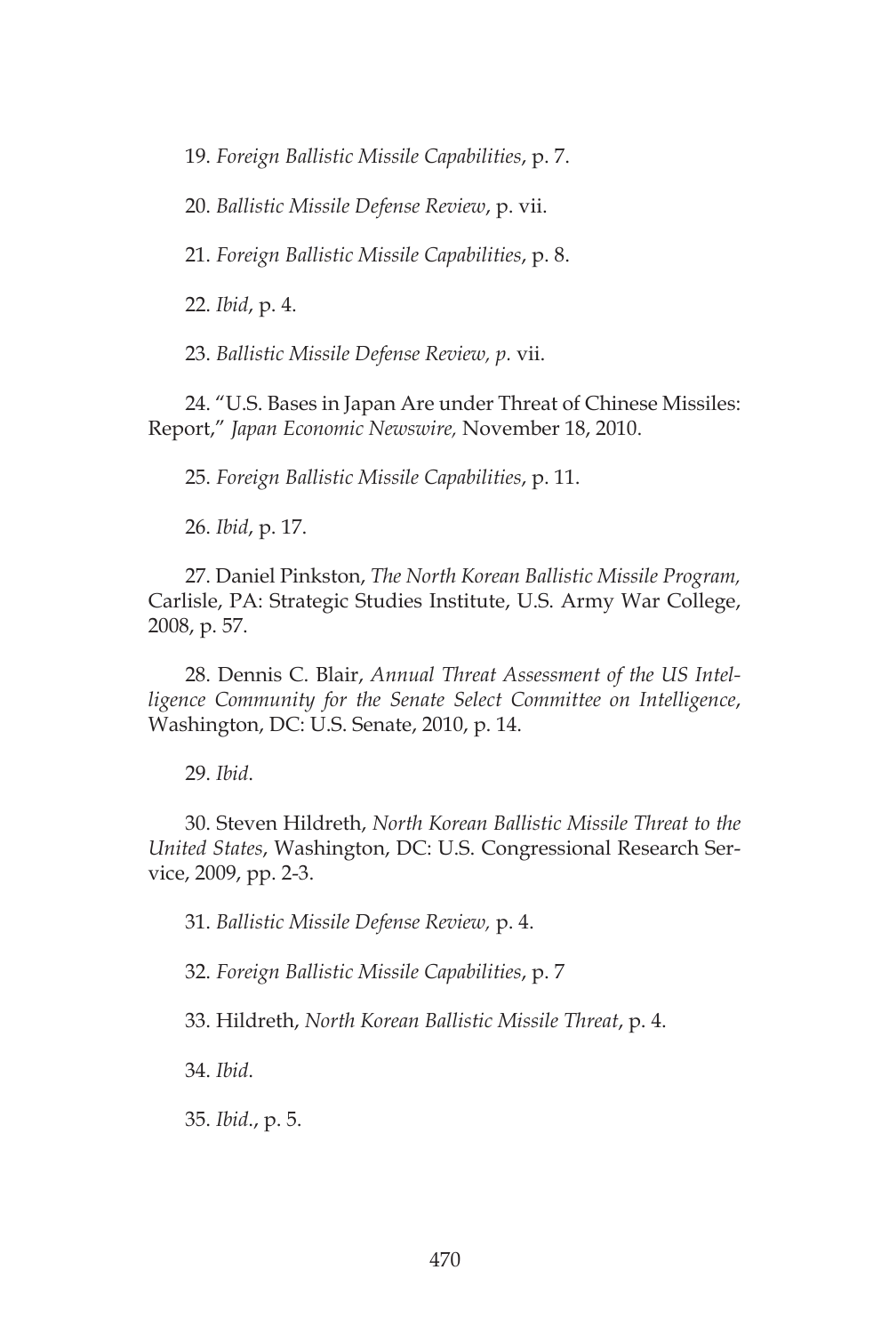19. *Foreign Ballistic Missile Capabilities*, p. 7.

20. *Ballistic Missile Defense Review*, p. vii.

21. *Foreign Ballistic Missile Capabilities*, p. 8.

22. *Ibid*, p. 4.

23. *Ballistic Missile Defense Review, p.* vii.

24. "U.S. Bases in Japan Are under Threat of Chinese Missiles: Report," *Japan Economic Newswire,* November 18, 2010.

25. *Foreign Ballistic Missile Capabilities*, p. 11.

26. *Ibid*, p. 17.

27. Daniel Pinkston, *The North Korean Ballistic Missile Program,* Carlisle, PA: Strategic Studies Institute, U.S. Army War College, 2008, p. 57.

28. Dennis C. Blair, *Annual Threat Assessment of the US Intelligence Community for the Senate Select Committee on Intelligence*, Washington, DC: U.S. Senate, 2010, p. 14.

29. *Ibid*.

30. Steven Hildreth, *North Korean Ballistic Missile Threat to the United States*, Washington, DC: U.S. Congressional Research Service, 2009, pp. 2-3.

31. *Ballistic Missile Defense Review,* p. 4.

32. *Foreign Ballistic Missile Capabilities*, p. 7

33. Hildreth, *North Korean Ballistic Missile Threat*, p. 4.

34. *Ibid*.

35. *Ibid*., p. 5.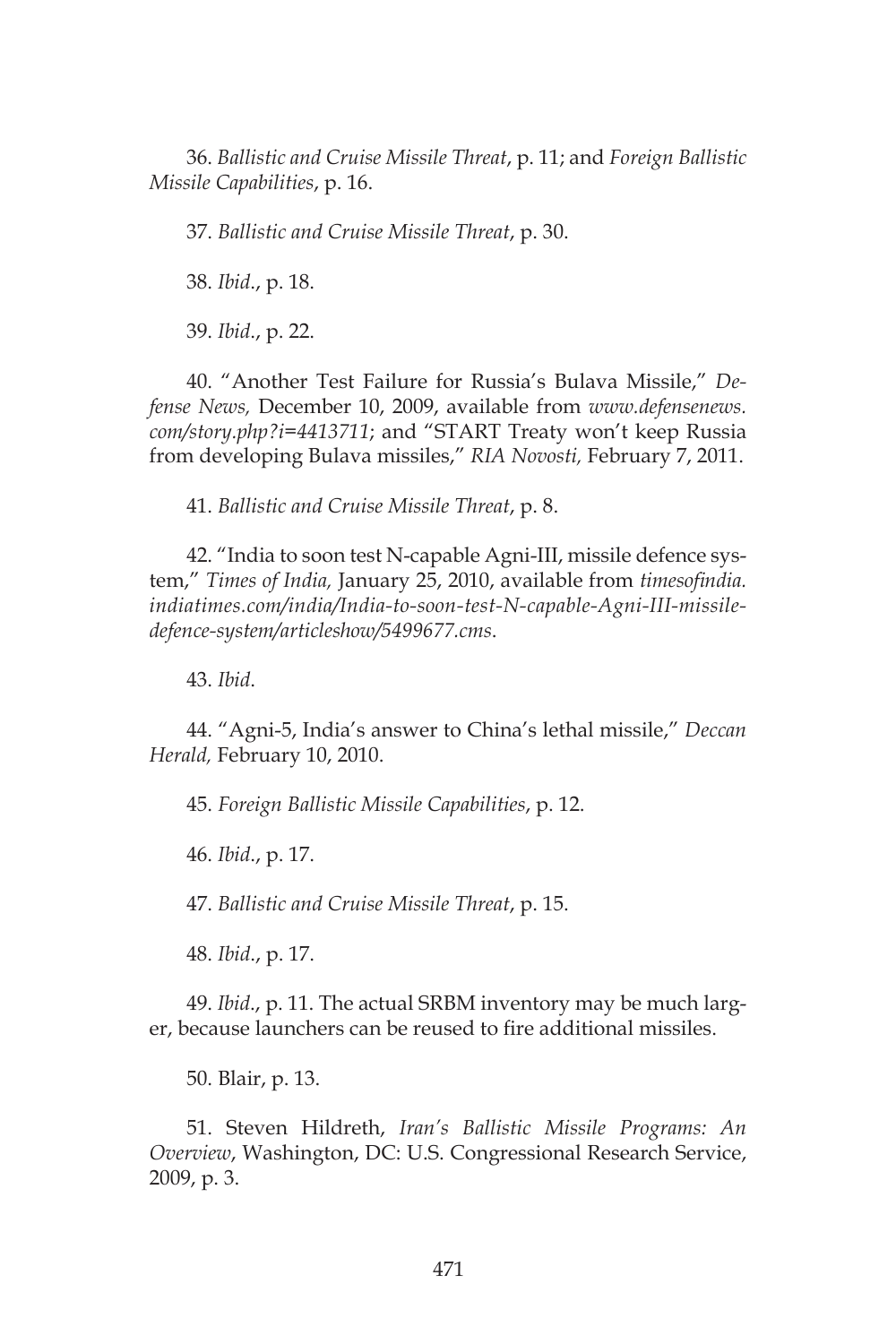36. *Ballistic and Cruise Missile Threat*, p. 11; and *Foreign Ballistic Missile Capabilities*, p. 16.

37. *Ballistic and Cruise Missile Threat*, p. 30.

38. *Ibid*., p. 18.

39. *Ibid*., p. 22.

40. "Another Test Failure for Russia's Bulava Missile," *Defense News,* December 10, 2009, available from *www.defensenews.com/story.php?i=4413711*; and "START Treaty won't keep Russia from developing Bulava missiles," *RIA Novosti,* February 7, 2011.

41. *Ballistic and Cruise Missile Threat*, p. 8.

42. "India to soon test N-capable Agni-III, missile defence system," *Times of India,* January 25, 2010, available from *timesofindia.indiatimes.com/india/India-to-soon-test-N-capable-Agni-III-missile-defence-system/articleshow/5499677.cms*.

43. *Ibid*.

44. "Agni-5, India's answer to China's lethal missile," *Deccan Herald,* February 10, 2010.

45. *Foreign Ballistic Missile Capabilities*, p. 12.

46. *Ibid*., p. 17.

47. *Ballistic and Cruise Missile Threat*, p. 15.

48. *Ibid*., p. 17.

49. *Ibid*., p. 11. The actual SRBM inventory may be much larger, because launchers can be reused to fire additional missiles.

50. Blair, p. 13.

51. Steven Hildreth, *Iran's Ballistic Missile Programs: An Overview*, Washington, DC: U.S. Congressional Research Service, 2009, p. 3.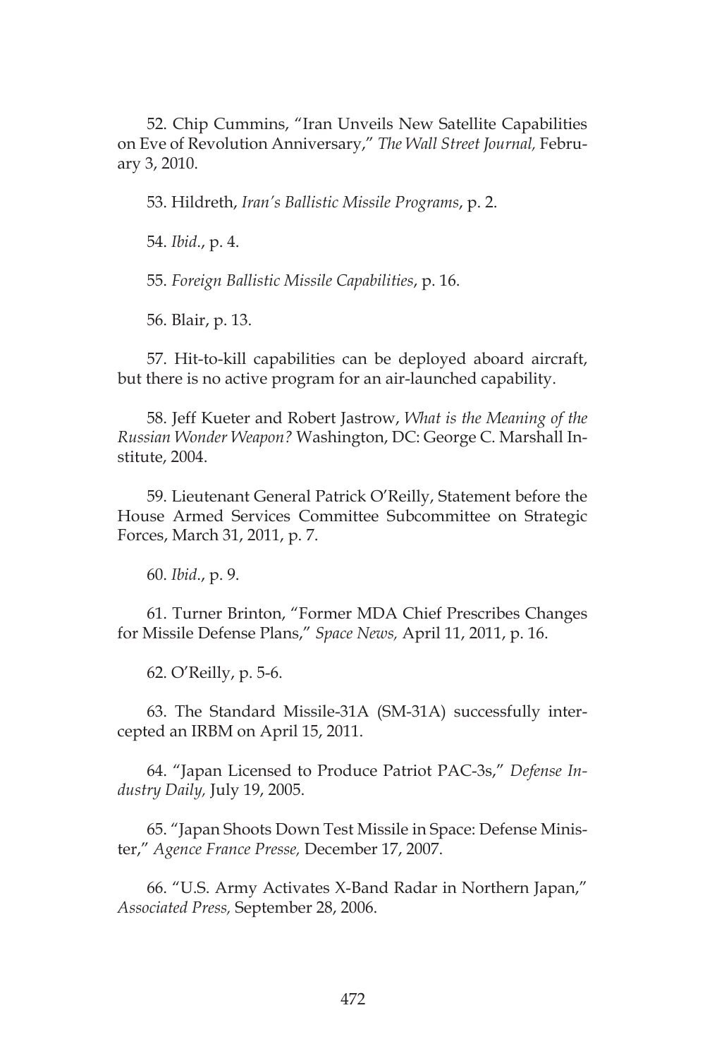52. Chip Cummins, "Iran Unveils New Satellite Capabilities on Eve of Revolution Anniversary," *The Wall Street Journal,* February 3, 2010.

53. Hildreth, *Iran's Ballistic Missile Programs*, p. 2.

54. *Ibid*., p. 4.

55. *Foreign Ballistic Missile Capabilities*, p. 16.

56. Blair, p. 13.

57. Hit-to-kill capabilities can be deployed aboard aircraft, but there is no active program for an air-launched capability.

58. Jeff Kueter and Robert Jastrow, *What is the Meaning of the Russian Wonder Weapon?* Washington, DC: George C. Marshall Institute, 2004.

59. Lieutenant General Patrick O'Reilly, Statement before the House Armed Services Committee Subcommittee on Strategic Forces, March 31, 2011, p. 7.

60. *Ibid*., p. 9.

61. Turner Brinton, "Former MDA Chief Prescribes Changes for Missile Defense Plans," *Space News,* April 11, 2011, p. 16.

62. O'Reilly, p. 5-6.

63. The Standard Missile-31A (SM-31A) successfully intercepted an IRBM on April 15, 2011.

64. "Japan Licensed to Produce Patriot PAC-3s," *Defense Industry Daily,* July 19, 2005.

65. "Japan Shoots Down Test Missile in Space: Defense Minister," *Agence France Presse,* December 17, 2007.

66. "U.S. Army Activates X-Band Radar in Northern Japan," *Associated Press,* September 28, 2006.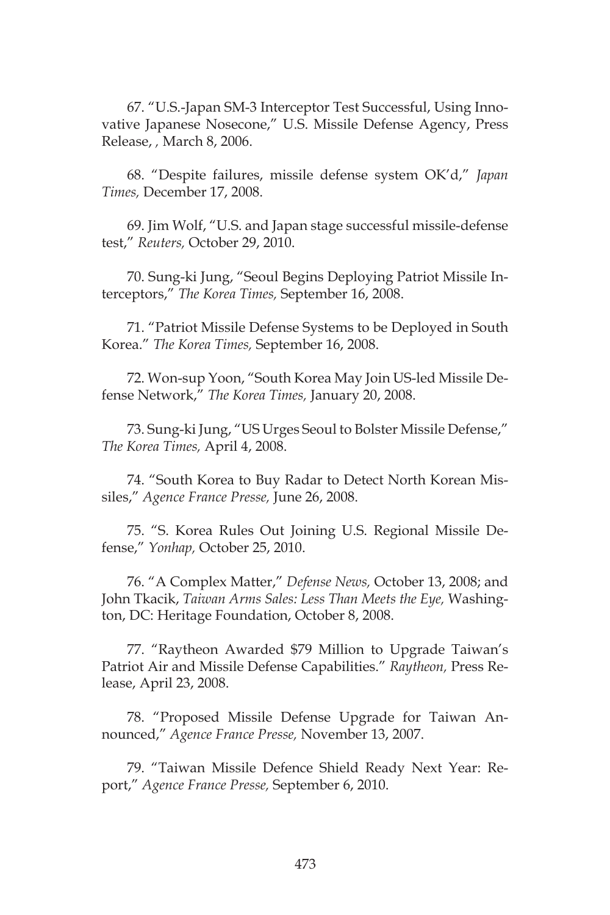67. "U.S.-Japan SM-3 Interceptor Test Successful, Using Innovative Japanese Nosecone," U.S. Missile Defense Agency, Press Release, , March 8, 2006.

68. "Despite failures, missile defense system OK'd," *Japan Times,* December 17, 2008.

69. Jim Wolf, "U.S. and Japan stage successful missile-defense test," *Reuters,* October 29, 2010.

70. Sung-ki Jung, "Seoul Begins Deploying Patriot Missile Interceptors," *The Korea Times,* September 16, 2008.

71. "Patriot Missile Defense Systems to be Deployed in South Korea." *The Korea Times,* September 16, 2008.

72. Won-sup Yoon, "South Korea May Join US-led Missile Defense Network," *The Korea Times,* January 20, 2008.

73. Sung-ki Jung, "US Urges Seoul to Bolster Missile Defense," *The Korea Times,* April 4, 2008.

74. "South Korea to Buy Radar to Detect North Korean Missiles," *Agence France Presse,* June 26, 2008.

75. "S. Korea Rules Out Joining U.S. Regional Missile Defense," *Yonhap,* October 25, 2010.

76. "A Complex Matter," *Defense News,* October 13, 2008; and John Tkacik, *Taiwan Arms Sales: Less Than Meets the Eye,* Washington, DC: Heritage Foundation, October 8, 2008.

77. "Raytheon Awarded $79 Million to Upgrade Taiwan's Patriot Air and Missile Defense Capabilities." *Raytheon,* Press Release, April 23, 2008.

78. "Proposed Missile Defense Upgrade for Taiwan Announced," *Agence France Presse,* November 13, 2007.

79. "Taiwan Missile Defence Shield Ready Next Year: Report," *Agence France Presse,* September 6, 2010.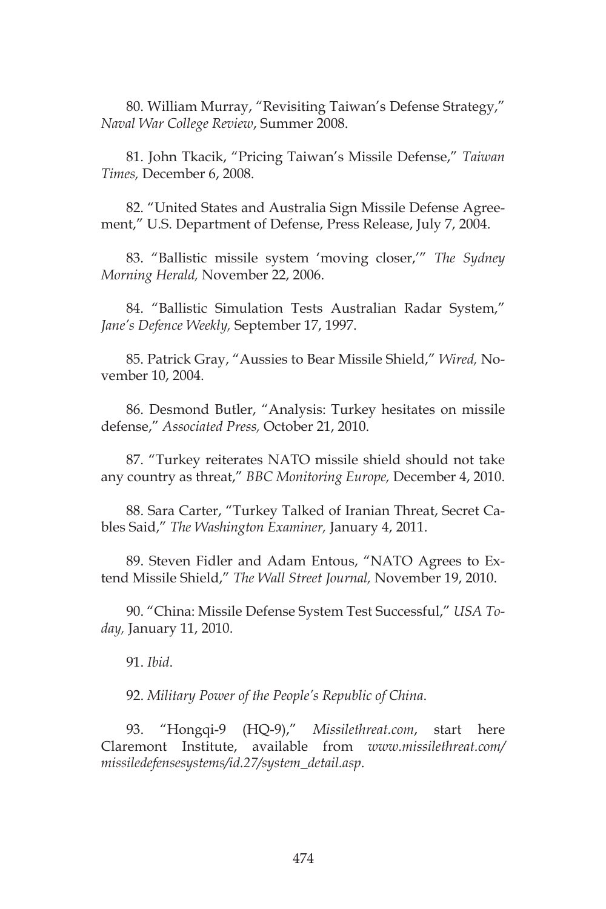80. William Murray, "Revisiting Taiwan's Defense Strategy," *Naval War College Review*, Summer 2008.

81. John Tkacik, "Pricing Taiwan's Missile Defense," *Taiwan Times,* December 6, 2008.

82. "United States and Australia Sign Missile Defense Agreement," U.S. Department of Defense, Press Release, July 7, 2004.

83. "Ballistic missile system 'moving closer,'" *The Sydney Morning Herald,* November 22, 2006.

84. "Ballistic Simulation Tests Australian Radar System," *Jane's Defence Weekly,* September 17, 1997.

85. Patrick Gray, "Aussies to Bear Missile Shield," *Wired,* November 10, 2004.

86. Desmond Butler, "Analysis: Turkey hesitates on missile defense," *Associated Press,* October 21, 2010.

87. "Turkey reiterates NATO missile shield should not take any country as threat," *BBC Monitoring Europe,* December 4, 2010.

88. Sara Carter, "Turkey Talked of Iranian Threat, Secret Cables Said," *The Washington Examiner,* January 4, 2011.

89. Steven Fidler and Adam Entous, "NATO Agrees to Extend Missile Shield," *The Wall Street Journal,* November 19, 2010.

90. "China: Missile Defense System Test Successful," *USA Today,* January 11, 2010.

91. *Ibid*.

92. *Military Power of the People's Republic of China*.

93. "Hongqi-9 (HQ-9)," *Missilethreat.com*, start here Claremont Institute, available from *www.missilethreat.com/missiledefensesystems/id.27/system_detail.asp*.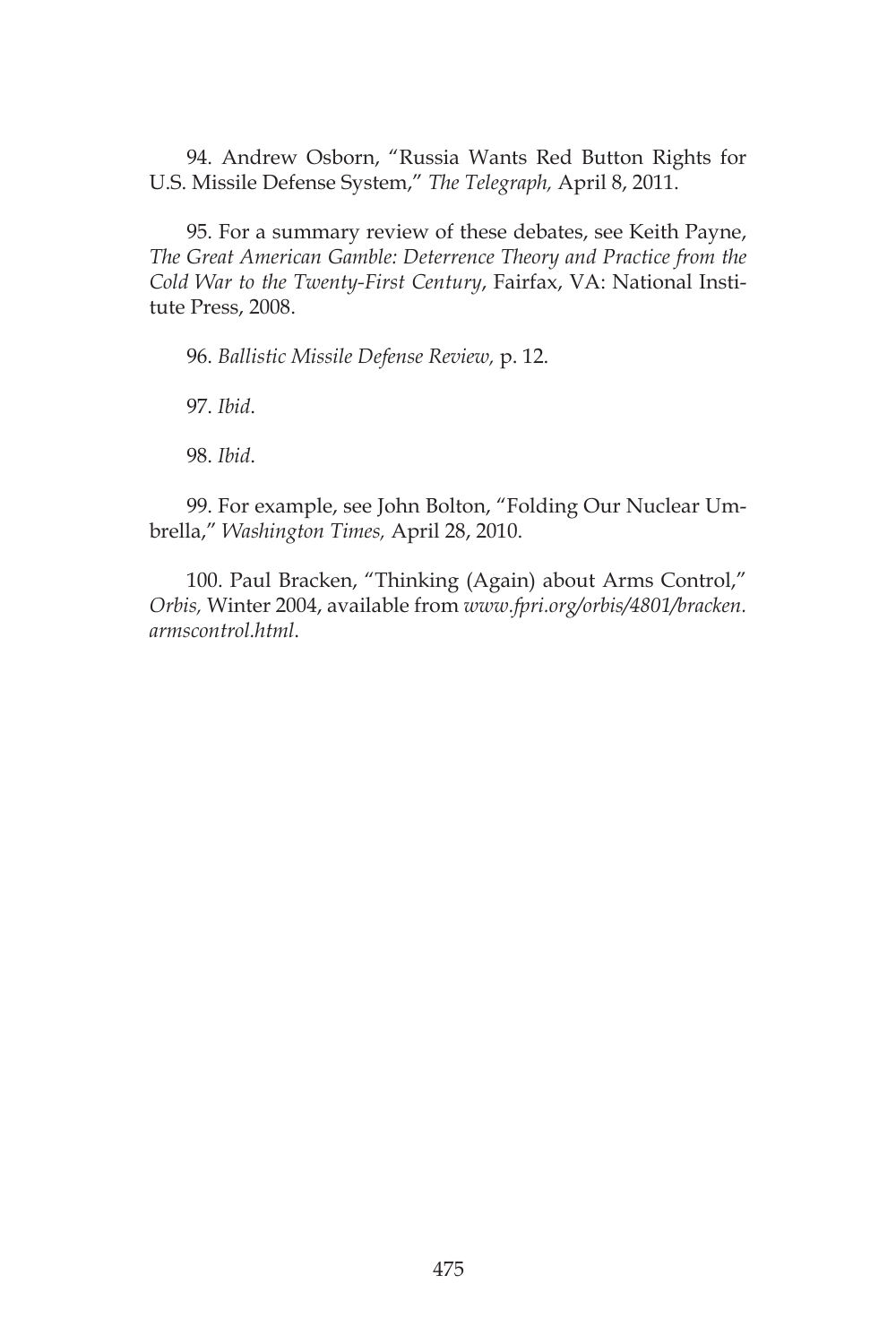94. Andrew Osborn, "Russia Wants Red Button Rights for U.S. Missile Defense System," *The Telegraph,* April 8, 2011.

95. For a summary review of these debates, see Keith Payne, *The Great American Gamble: Deterrence Theory and Practice from the Cold War to the Twenty-First Century*, Fairfax, VA: National Institute Press, 2008.

96. *Ballistic Missile Defense Review,* p. 12.

97. *Ibid*.

98. *Ibid*.

99. For example, see John Bolton, "Folding Our Nuclear Umbrella," *Washington Times,* April 28, 2010.

100. Paul Bracken, "Thinking (Again) about Arms Control," *Orbis,* Winter 2004, available from *www.fpri.org/orbis/4801/bracken.armscontrol.html*.